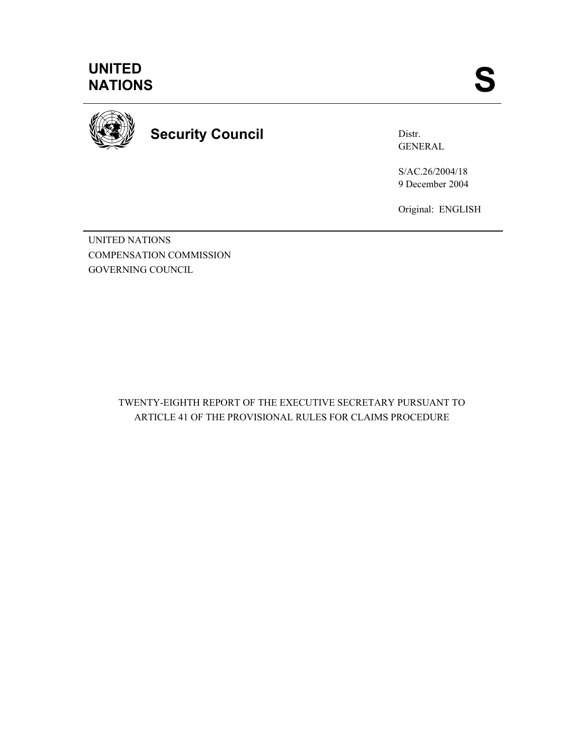UNITED NATIONS

S

Security Council

Distr.
GENERAL

S/AC.26/2004/18
9 December 2004

Original: ENGLISH

UNITED NATIONS
COMPENSATION COMMISSION
GOVERNING COUNCIL

# TWENTY-EIGHTH REPORT OF THE EXECUTIVE SECRETARY PURSUANT TO ARTICLE 41 OF THE PROVISIONAL RULES FOR CLAIMS PROCEDURE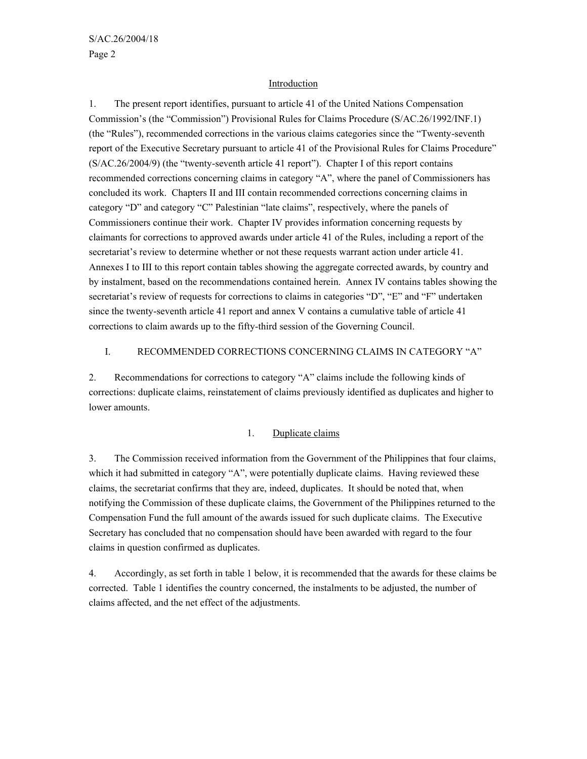## Introduction

1. The present report identifies, pursuant to article 41 of the United Nations Compensation Commission's (the "Commission") Provisional Rules for Claims Procedure (S/AC.26/1992/INF.1) (the "Rules"), recommended corrections in the various claims categories since the "Twenty-seventh report of the Executive Secretary pursuant to article 41 of the Provisional Rules for Claims Procedure" (S/AC.26/2004/9) (the "twenty-seventh article 41 report"). Chapter I of this report contains recommended corrections concerning claims in category "A", where the panel of Commissioners has concluded its work. Chapters II and III contain recommended corrections concerning claims in category "D" and category "C" Palestinian "late claims", respectively, where the panels of Commissioners continue their work. Chapter IV provides information concerning requests by claimants for corrections to approved awards under article 41 of the Rules, including a report of the secretariat's review to determine whether or not these requests warrant action under article 41. Annexes I to III to this report contain tables showing the aggregate corrected awards, by country and by instalment, based on the recommendations contained herein. Annex IV contains tables showing the secretariat's review of requests for corrections to claims in categories "D", "E" and "F" undertaken since the twenty-seventh article 41 report and annex V contains a cumulative table of article 41 corrections to claim awards up to the fifty-third session of the Governing Council.

## I. RECOMMENDED CORRECTIONS CONCERNING CLAIMS IN CATEGORY "A"

2. Recommendations for corrections to category "A" claims include the following kinds of corrections: duplicate claims, reinstatement of claims previously identified as duplicates and higher to lower amounts.

### 1. Duplicate claims

3. The Commission received information from the Government of the Philippines that four claims, which it had submitted in category "A", were potentially duplicate claims. Having reviewed these claims, the secretariat confirms that they are, indeed, duplicates. It should be noted that, when notifying the Commission of these duplicate claims, the Government of the Philippines returned to the Compensation Fund the full amount of the awards issued for such duplicate claims. The Executive Secretary has concluded that no compensation should have been awarded with regard to the four claims in question confirmed as duplicates.

4. Accordingly, as set forth in table 1 below, it is recommended that the awards for these claims be corrected. Table 1 identifies the country concerned, the instalments to be adjusted, the number of claims affected, and the net effect of the adjustments.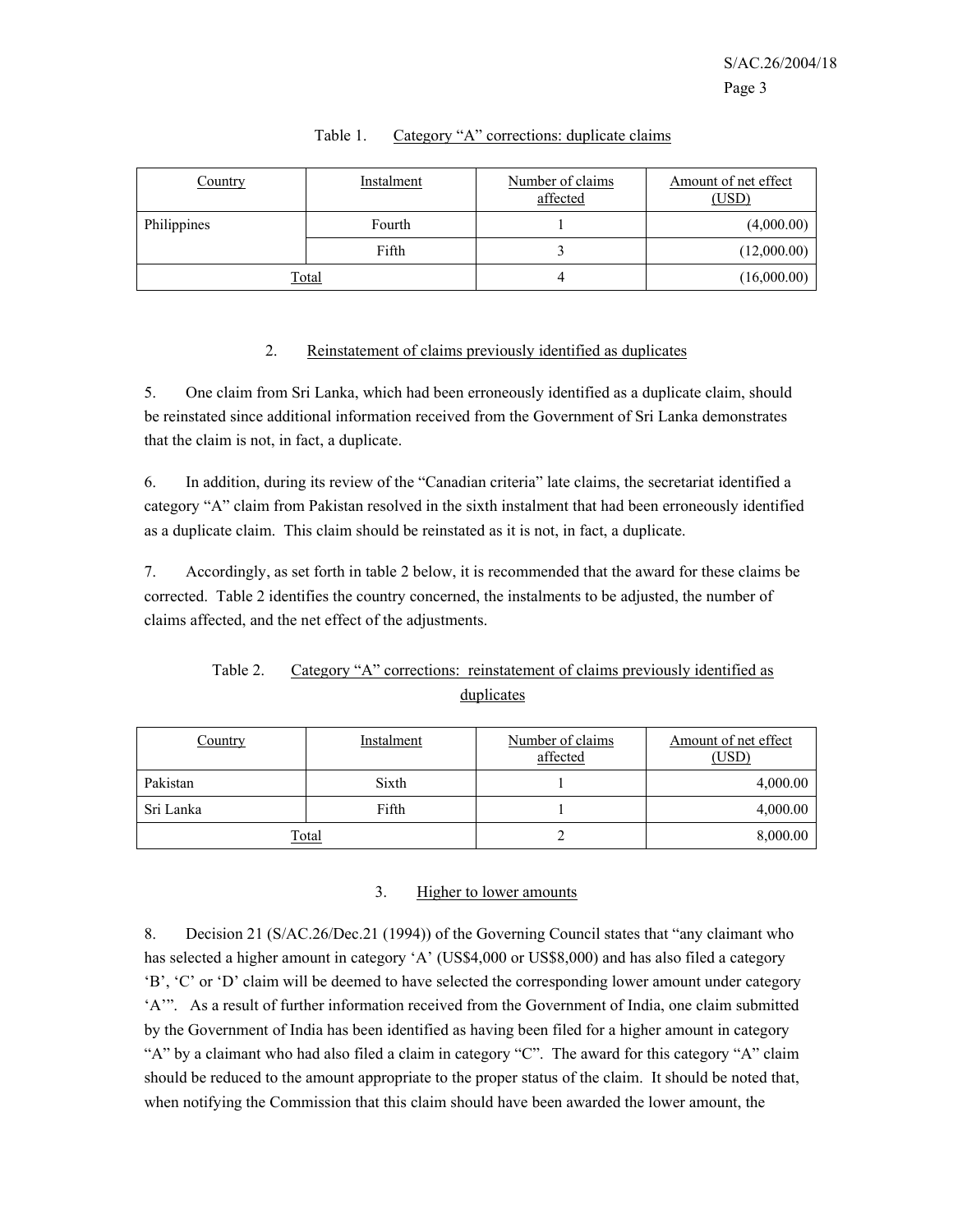Table 1. Category "A" corrections: duplicate claims

| Country | Instalment | Number of claims affected | Amount of net effect (USD) |
|---|---|---|---|
| Philippines | Fourth | 1 | (4,000.00) |
| | Fifth | 3 | (12,000.00) |
| Total | | 4 | (16,000.00) |

### 2. Reinstatement of claims previously identified as duplicates

5. One claim from Sri Lanka, which had been erroneously identified as a duplicate claim, should be reinstated since additional information received from the Government of Sri Lanka demonstrates that the claim is not, in fact, a duplicate.

6. In addition, during its review of the "Canadian criteria" late claims, the secretariat identified a category "A" claim from Pakistan resolved in the sixth instalment that had been erroneously identified as a duplicate claim. This claim should be reinstated as it is not, in fact, a duplicate.

7. Accordingly, as set forth in table 2 below, it is recommended that the award for these claims be corrected. Table 2 identifies the country concerned, the instalments to be adjusted, the number of claims affected, and the net effect of the adjustments.

Table 2. Category "A" corrections: reinstatement of claims previously identified as duplicates

| Country | Instalment | Number of claims affected | Amount of net effect (USD) |
|---|---|---|---|
| Pakistan | Sixth | 1 | 4,000.00 |
| Sri Lanka | Fifth | 1 | 4,000.00 |
| Total | | 2 | 8,000.00 |

### 3. Higher to lower amounts

8. Decision 21 (S/AC.26/Dec.21 (1994)) of the Governing Council states that "any claimant who has selected a higher amount in category 'A' (US$4,000 or US$8,000) and has also filed a category 'B', 'C' or 'D' claim will be deemed to have selected the corresponding lower amount under category 'A'". As a result of further information received from the Government of India, one claim submitted by the Government of India has been identified as having been filed for a higher amount in category "A" by a claimant who had also filed a claim in category "C". The award for this category "A" claim should be reduced to the amount appropriate to the proper status of the claim. It should be noted that, when notifying the Commission that this claim should have been awarded the lower amount, the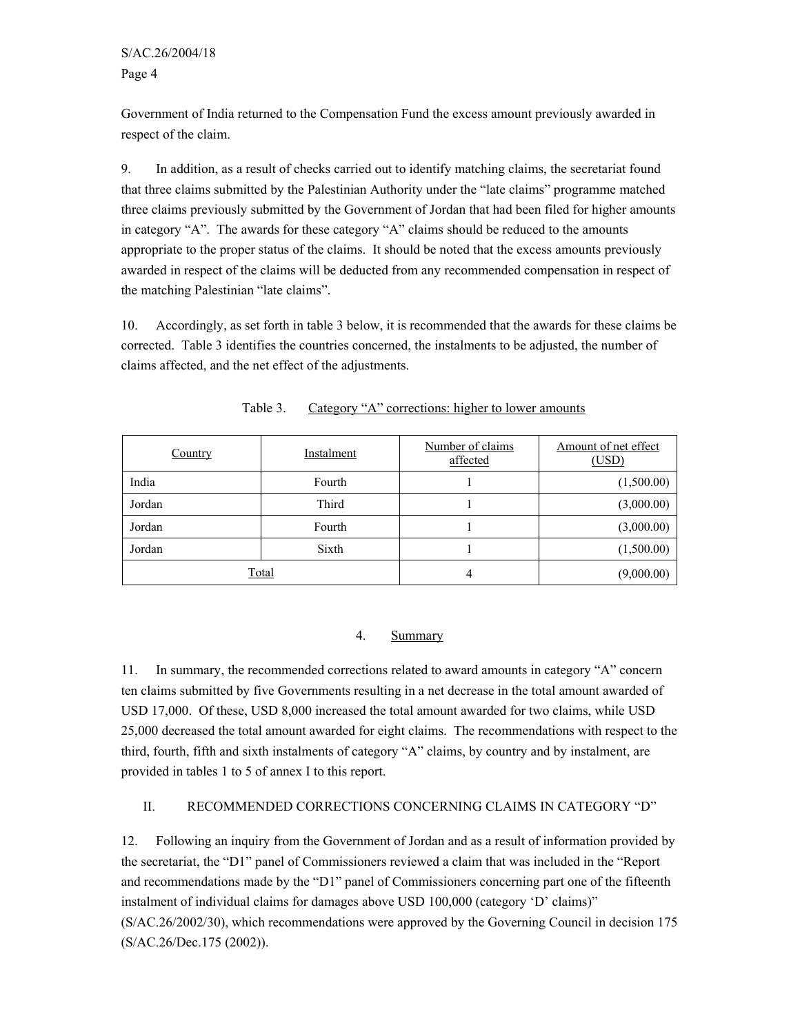Government of India returned to the Compensation Fund the excess amount previously awarded in respect of the claim.

9. In addition, as a result of checks carried out to identify matching claims, the secretariat found that three claims submitted by the Palestinian Authority under the "late claims" programme matched three claims previously submitted by the Government of Jordan that had been filed for higher amounts in category "A". The awards for these category "A" claims should be reduced to the amounts appropriate to the proper status of the claims. It should be noted that the excess amounts previously awarded in respect of the claims will be deducted from any recommended compensation in respect of the matching Palestinian "late claims".

10. Accordingly, as set forth in table 3 below, it is recommended that the awards for these claims be corrected. Table 3 identifies the countries concerned, the instalments to be adjusted, the number of claims affected, and the net effect of the adjustments.

Table 3. Category "A" corrections: higher to lower amounts

| Country | Instalment | Number of claims affected | Amount of net effect (USD) |
|---|---|---|---|
| India | Fourth | 1 | (1,500.00) |
| Jordan | Third | 1 | (3,000.00) |
| Jordan | Fourth | 1 | (3,000.00) |
| Jordan | Sixth | 1 | (1,500.00) |
| Total | | 4 | (9,000.00) |

### 4. Summary

11. In summary, the recommended corrections related to award amounts in category "A" concern ten claims submitted by five Governments resulting in a net decrease in the total amount awarded of USD 17,000. Of these, USD 8,000 increased the total amount awarded for two claims, while USD 25,000 decreased the total amount awarded for eight claims. The recommendations with respect to the third, fourth, fifth and sixth instalments of category "A" claims, by country and by instalment, are provided in tables 1 to 5 of annex I to this report.

## II. RECOMMENDED CORRECTIONS CONCERNING CLAIMS IN CATEGORY "D"

12. Following an inquiry from the Government of Jordan and as a result of information provided by the secretariat, the "D1" panel of Commissioners reviewed a claim that was included in the "Report and recommendations made by the "D1" panel of Commissioners concerning part one of the fifteenth instalment of individual claims for damages above USD 100,000 (category 'D' claims)" (S/AC.26/2002/30), which recommendations were approved by the Governing Council in decision 175 (S/AC.26/Dec.175 (2002)).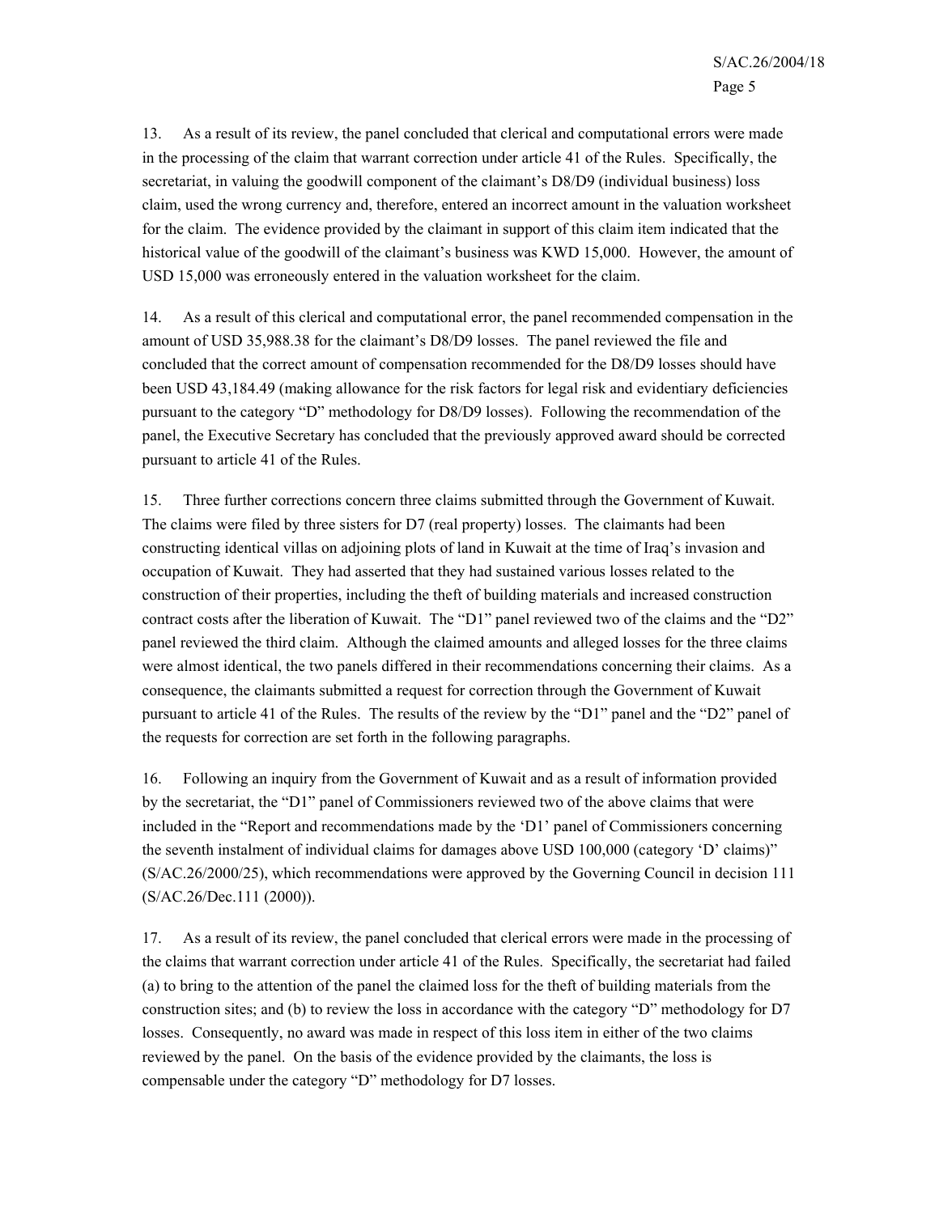13. As a result of its review, the panel concluded that clerical and computational errors were made in the processing of the claim that warrant correction under article 41 of the Rules. Specifically, the secretariat, in valuing the goodwill component of the claimant's D8/D9 (individual business) loss claim, used the wrong currency and, therefore, entered an incorrect amount in the valuation worksheet for the claim. The evidence provided by the claimant in support of this claim item indicated that the historical value of the goodwill of the claimant's business was KWD 15,000. However, the amount of USD 15,000 was erroneously entered in the valuation worksheet for the claim.

14. As a result of this clerical and computational error, the panel recommended compensation in the amount of USD 35,988.38 for the claimant's D8/D9 losses. The panel reviewed the file and concluded that the correct amount of compensation recommended for the D8/D9 losses should have been USD 43,184.49 (making allowance for the risk factors for legal risk and evidentiary deficiencies pursuant to the category "D" methodology for D8/D9 losses). Following the recommendation of the panel, the Executive Secretary has concluded that the previously approved award should be corrected pursuant to article 41 of the Rules.

15. Three further corrections concern three claims submitted through the Government of Kuwait. The claims were filed by three sisters for D7 (real property) losses. The claimants had been constructing identical villas on adjoining plots of land in Kuwait at the time of Iraq's invasion and occupation of Kuwait. They had asserted that they had sustained various losses related to the construction of their properties, including the theft of building materials and increased construction contract costs after the liberation of Kuwait. The "D1" panel reviewed two of the claims and the "D2" panel reviewed the third claim. Although the claimed amounts and alleged losses for the three claims were almost identical, the two panels differed in their recommendations concerning their claims. As a consequence, the claimants submitted a request for correction through the Government of Kuwait pursuant to article 41 of the Rules. The results of the review by the "D1" panel and the "D2" panel of the requests for correction are set forth in the following paragraphs.

16. Following an inquiry from the Government of Kuwait and as a result of information provided by the secretariat, the "D1" panel of Commissioners reviewed two of the above claims that were included in the "Report and recommendations made by the 'D1' panel of Commissioners concerning the seventh instalment of individual claims for damages above USD 100,000 (category 'D' claims)" (S/AC.26/2000/25), which recommendations were approved by the Governing Council in decision 111 (S/AC.26/Dec.111 (2000)).

17. As a result of its review, the panel concluded that clerical errors were made in the processing of the claims that warrant correction under article 41 of the Rules. Specifically, the secretariat had failed (a) to bring to the attention of the panel the claimed loss for the theft of building materials from the construction sites; and (b) to review the loss in accordance with the category "D" methodology for D7 losses. Consequently, no award was made in respect of this loss item in either of the two claims reviewed by the panel. On the basis of the evidence provided by the claimants, the loss is compensable under the category "D" methodology for D7 losses.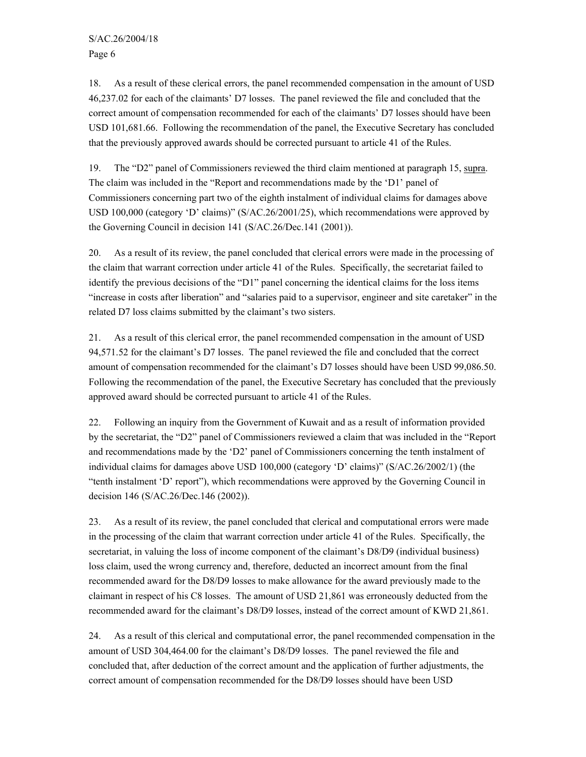18. As a result of these clerical errors, the panel recommended compensation in the amount of USD 46,237.02 for each of the claimants' D7 losses. The panel reviewed the file and concluded that the correct amount of compensation recommended for each of the claimants' D7 losses should have been USD 101,681.66. Following the recommendation of the panel, the Executive Secretary has concluded that the previously approved awards should be corrected pursuant to article 41 of the Rules.

19. The "D2" panel of Commissioners reviewed the third claim mentioned at paragraph 15, supra. The claim was included in the "Report and recommendations made by the 'D1' panel of Commissioners concerning part two of the eighth instalment of individual claims for damages above USD 100,000 (category 'D' claims)" (S/AC.26/2001/25), which recommendations were approved by the Governing Council in decision 141 (S/AC.26/Dec.141 (2001)).

20. As a result of its review, the panel concluded that clerical errors were made in the processing of the claim that warrant correction under article 41 of the Rules. Specifically, the secretariat failed to identify the previous decisions of the "D1" panel concerning the identical claims for the loss items "increase in costs after liberation" and "salaries paid to a supervisor, engineer and site caretaker" in the related D7 loss claims submitted by the claimant's two sisters.

21. As a result of this clerical error, the panel recommended compensation in the amount of USD 94,571.52 for the claimant's D7 losses. The panel reviewed the file and concluded that the correct amount of compensation recommended for the claimant's D7 losses should have been USD 99,086.50. Following the recommendation of the panel, the Executive Secretary has concluded that the previously approved award should be corrected pursuant to article 41 of the Rules.

22. Following an inquiry from the Government of Kuwait and as a result of information provided by the secretariat, the "D2" panel of Commissioners reviewed a claim that was included in the "Report and recommendations made by the 'D2' panel of Commissioners concerning the tenth instalment of individual claims for damages above USD 100,000 (category 'D' claims)" (S/AC.26/2002/1) (the "tenth instalment 'D' report"), which recommendations were approved by the Governing Council in decision 146 (S/AC.26/Dec.146 (2002)).

23. As a result of its review, the panel concluded that clerical and computational errors were made in the processing of the claim that warrant correction under article 41 of the Rules. Specifically, the secretariat, in valuing the loss of income component of the claimant's D8/D9 (individual business) loss claim, used the wrong currency and, therefore, deducted an incorrect amount from the final recommended award for the D8/D9 losses to make allowance for the award previously made to the claimant in respect of his C8 losses. The amount of USD 21,861 was erroneously deducted from the recommended award for the claimant's D8/D9 losses, instead of the correct amount of KWD 21,861.

24. As a result of this clerical and computational error, the panel recommended compensation in the amount of USD 304,464.00 for the claimant's D8/D9 losses. The panel reviewed the file and concluded that, after deduction of the correct amount and the application of further adjustments, the correct amount of compensation recommended for the D8/D9 losses should have been USD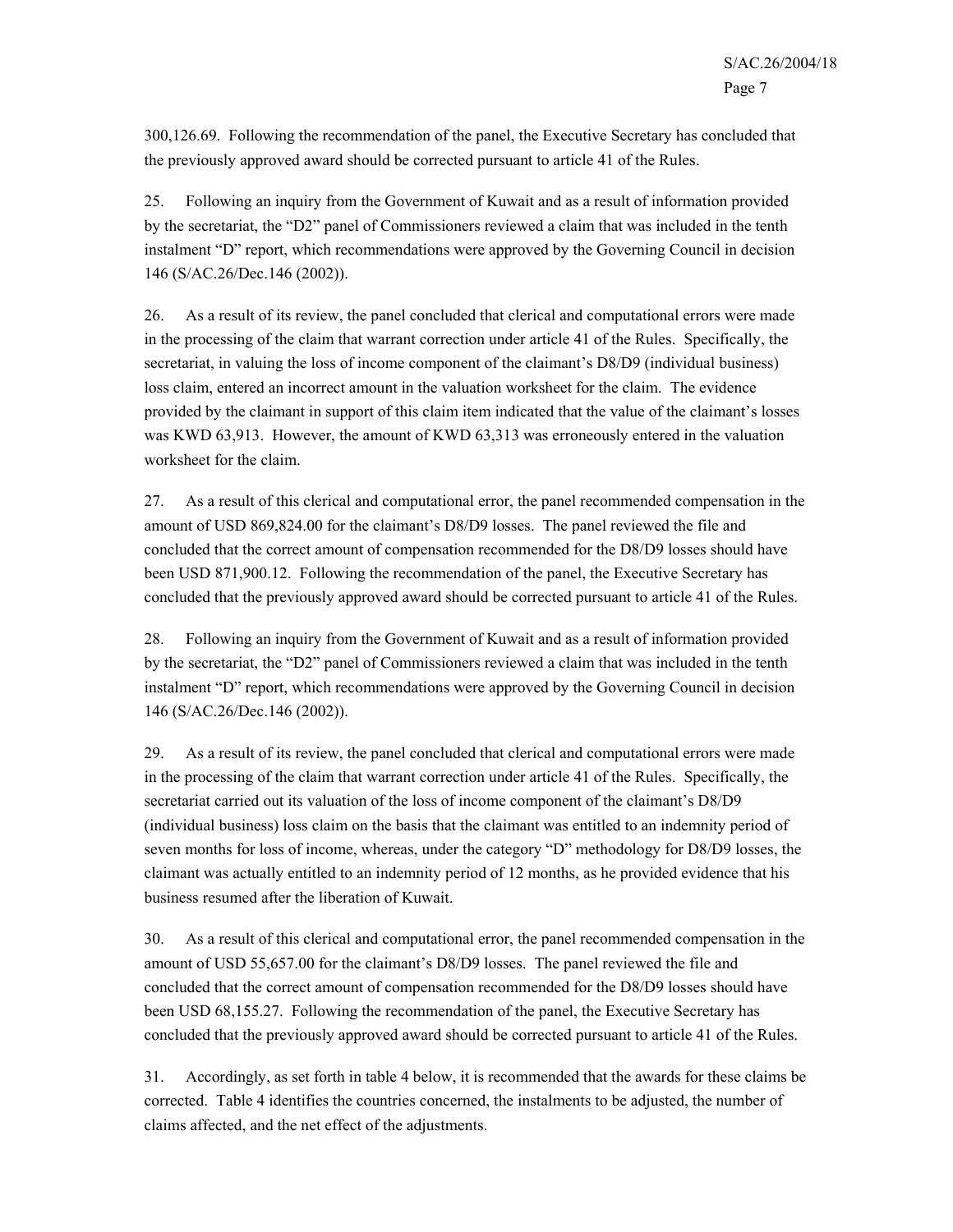300,126.69. Following the recommendation of the panel, the Executive Secretary has concluded that the previously approved award should be corrected pursuant to article 41 of the Rules.

25. Following an inquiry from the Government of Kuwait and as a result of information provided by the secretariat, the "D2" panel of Commissioners reviewed a claim that was included in the tenth instalment "D" report, which recommendations were approved by the Governing Council in decision 146 (S/AC.26/Dec.146 (2002)).

26. As a result of its review, the panel concluded that clerical and computational errors were made in the processing of the claim that warrant correction under article 41 of the Rules. Specifically, the secretariat, in valuing the loss of income component of the claimant's D8/D9 (individual business) loss claim, entered an incorrect amount in the valuation worksheet for the claim. The evidence provided by the claimant in support of this claim item indicated that the value of the claimant's losses was KWD 63,913. However, the amount of KWD 63,313 was erroneously entered in the valuation worksheet for the claim.

27. As a result of this clerical and computational error, the panel recommended compensation in the amount of USD 869,824.00 for the claimant's D8/D9 losses. The panel reviewed the file and concluded that the correct amount of compensation recommended for the D8/D9 losses should have been USD 871,900.12. Following the recommendation of the panel, the Executive Secretary has concluded that the previously approved award should be corrected pursuant to article 41 of the Rules.

28. Following an inquiry from the Government of Kuwait and as a result of information provided by the secretariat, the "D2" panel of Commissioners reviewed a claim that was included in the tenth instalment "D" report, which recommendations were approved by the Governing Council in decision 146 (S/AC.26/Dec.146 (2002)).

29. As a result of its review, the panel concluded that clerical and computational errors were made in the processing of the claim that warrant correction under article 41 of the Rules. Specifically, the secretariat carried out its valuation of the loss of income component of the claimant's D8/D9 (individual business) loss claim on the basis that the claimant was entitled to an indemnity period of seven months for loss of income, whereas, under the category "D" methodology for D8/D9 losses, the claimant was actually entitled to an indemnity period of 12 months, as he provided evidence that his business resumed after the liberation of Kuwait.

30. As a result of this clerical and computational error, the panel recommended compensation in the amount of USD 55,657.00 for the claimant's D8/D9 losses. The panel reviewed the file and concluded that the correct amount of compensation recommended for the D8/D9 losses should have been USD 68,155.27. Following the recommendation of the panel, the Executive Secretary has concluded that the previously approved award should be corrected pursuant to article 41 of the Rules.

31. Accordingly, as set forth in table 4 below, it is recommended that the awards for these claims be corrected. Table 4 identifies the countries concerned, the instalments to be adjusted, the number of claims affected, and the net effect of the adjustments.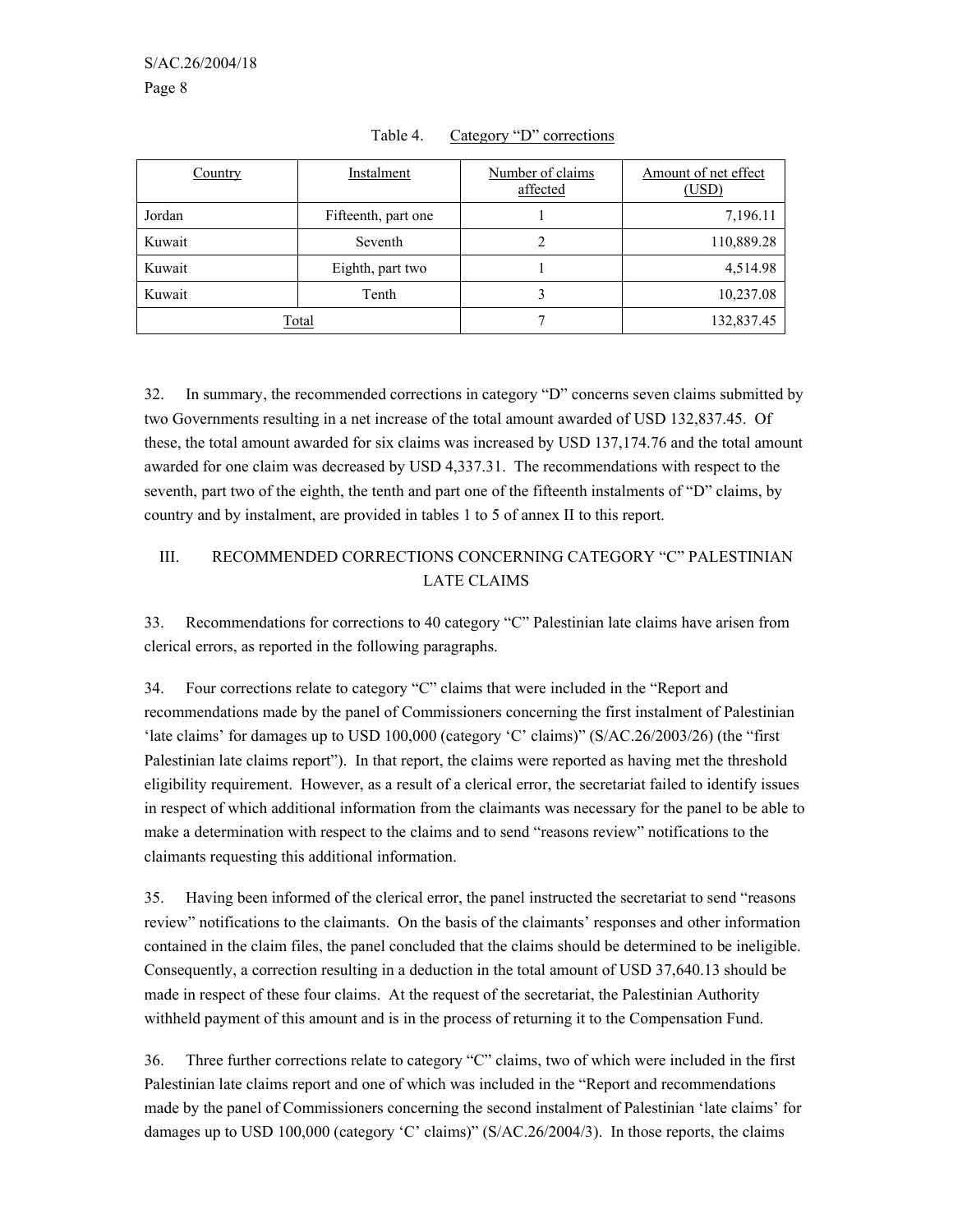Table 4. Category "D" corrections

| Country | Instalment | Number of claims affected | Amount of net effect (USD) |
|---|---|---|---|
| Jordan | Fifteenth, part one | 1 | 7,196.11 |
| Kuwait | Seventh | 2 | 110,889.28 |
| Kuwait | Eighth, part two | 1 | 4,514.98 |
| Kuwait | Tenth | 3 | 10,237.08 |
| Total | | 7 | 132,837.45 |

32. In summary, the recommended corrections in category "D" concerns seven claims submitted by two Governments resulting in a net increase of the total amount awarded of USD 132,837.45. Of these, the total amount awarded for six claims was increased by USD 137,174.76 and the total amount awarded for one claim was decreased by USD 4,337.31. The recommendations with respect to the seventh, part two of the eighth, the tenth and part one of the fifteenth instalments of "D" claims, by country and by instalment, are provided in tables 1 to 5 of annex II to this report.

## III. RECOMMENDED CORRECTIONS CONCERNING CATEGORY "C" PALESTINIAN LATE CLAIMS

33. Recommendations for corrections to 40 category "C" Palestinian late claims have arisen from clerical errors, as reported in the following paragraphs.

34. Four corrections relate to category "C" claims that were included in the "Report and recommendations made by the panel of Commissioners concerning the first instalment of Palestinian 'late claims' for damages up to USD 100,000 (category 'C' claims)" (S/AC.26/2003/26) (the "first Palestinian late claims report"). In that report, the claims were reported as having met the threshold eligibility requirement. However, as a result of a clerical error, the secretariat failed to identify issues in respect of which additional information from the claimants was necessary for the panel to be able to make a determination with respect to the claims and to send "reasons review" notifications to the claimants requesting this additional information.

35. Having been informed of the clerical error, the panel instructed the secretariat to send "reasons review" notifications to the claimants. On the basis of the claimants' responses and other information contained in the claim files, the panel concluded that the claims should be determined to be ineligible. Consequently, a correction resulting in a deduction in the total amount of USD 37,640.13 should be made in respect of these four claims. At the request of the secretariat, the Palestinian Authority withheld payment of this amount and is in the process of returning it to the Compensation Fund.

36. Three further corrections relate to category "C" claims, two of which were included in the first Palestinian late claims report and one of which was included in the "Report and recommendations made by the panel of Commissioners concerning the second instalment of Palestinian 'late claims' for damages up to USD 100,000 (category 'C' claims)" (S/AC.26/2004/3). In those reports, the claims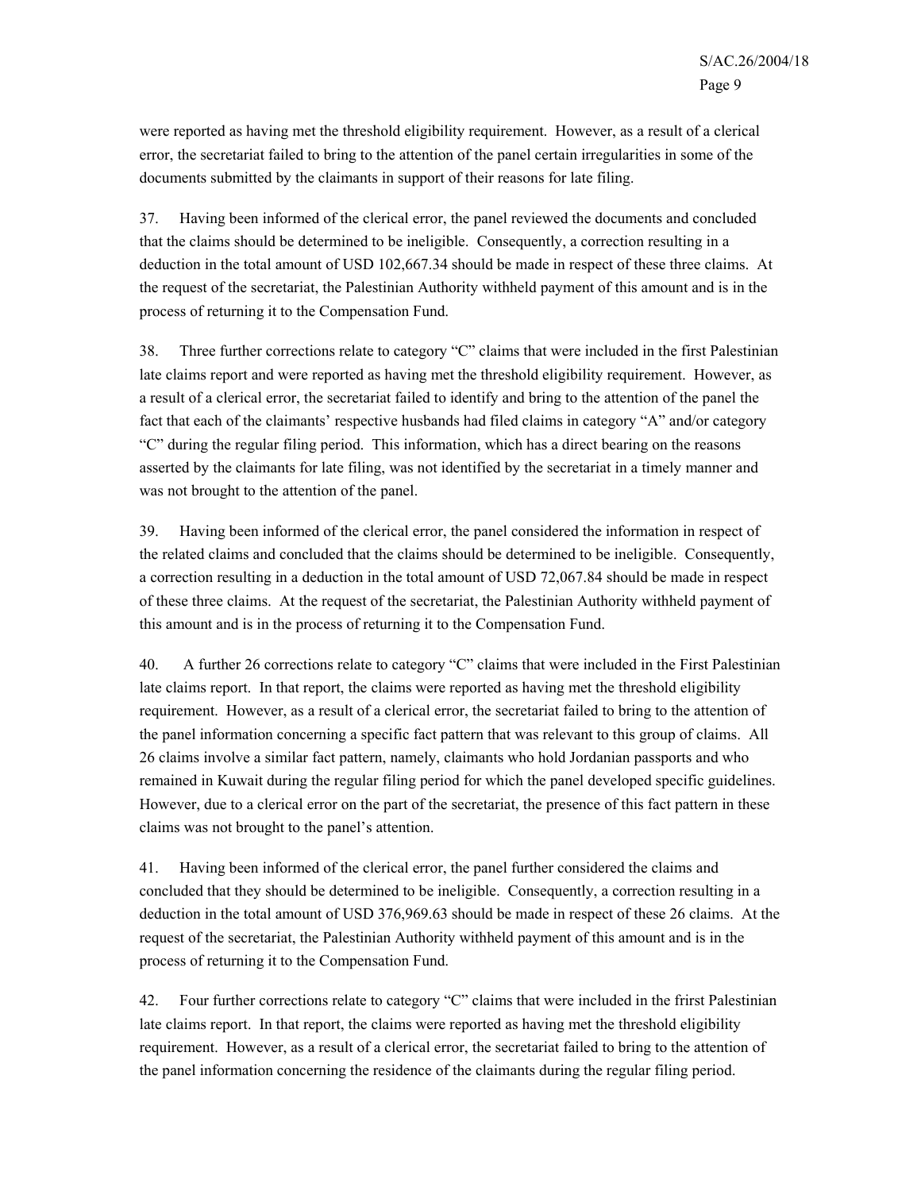were reported as having met the threshold eligibility requirement. However, as a result of a clerical error, the secretariat failed to bring to the attention of the panel certain irregularities in some of the documents submitted by the claimants in support of their reasons for late filing.

37. Having been informed of the clerical error, the panel reviewed the documents and concluded that the claims should be determined to be ineligible. Consequently, a correction resulting in a deduction in the total amount of USD 102,667.34 should be made in respect of these three claims. At the request of the secretariat, the Palestinian Authority withheld payment of this amount and is in the process of returning it to the Compensation Fund.

38. Three further corrections relate to category "C" claims that were included in the first Palestinian late claims report and were reported as having met the threshold eligibility requirement. However, as a result of a clerical error, the secretariat failed to identify and bring to the attention of the panel the fact that each of the claimants' respective husbands had filed claims in category "A" and/or category "C" during the regular filing period. This information, which has a direct bearing on the reasons asserted by the claimants for late filing, was not identified by the secretariat in a timely manner and was not brought to the attention of the panel.

39. Having been informed of the clerical error, the panel considered the information in respect of the related claims and concluded that the claims should be determined to be ineligible. Consequently, a correction resulting in a deduction in the total amount of USD 72,067.84 should be made in respect of these three claims. At the request of the secretariat, the Palestinian Authority withheld payment of this amount and is in the process of returning it to the Compensation Fund.

40. A further 26 corrections relate to category "C" claims that were included in the First Palestinian late claims report. In that report, the claims were reported as having met the threshold eligibility requirement. However, as a result of a clerical error, the secretariat failed to bring to the attention of the panel information concerning a specific fact pattern that was relevant to this group of claims. All 26 claims involve a similar fact pattern, namely, claimants who hold Jordanian passports and who remained in Kuwait during the regular filing period for which the panel developed specific guidelines. However, due to a clerical error on the part of the secretariat, the presence of this fact pattern in these claims was not brought to the panel's attention.

41. Having been informed of the clerical error, the panel further considered the claims and concluded that they should be determined to be ineligible. Consequently, a correction resulting in a deduction in the total amount of USD 376,969.63 should be made in respect of these 26 claims. At the request of the secretariat, the Palestinian Authority withheld payment of this amount and is in the process of returning it to the Compensation Fund.

42. Four further corrections relate to category "C" claims that were included in the frirst Palestinian late claims report. In that report, the claims were reported as having met the threshold eligibility requirement. However, as a result of a clerical error, the secretariat failed to bring to the attention of the panel information concerning the residence of the claimants during the regular filing period.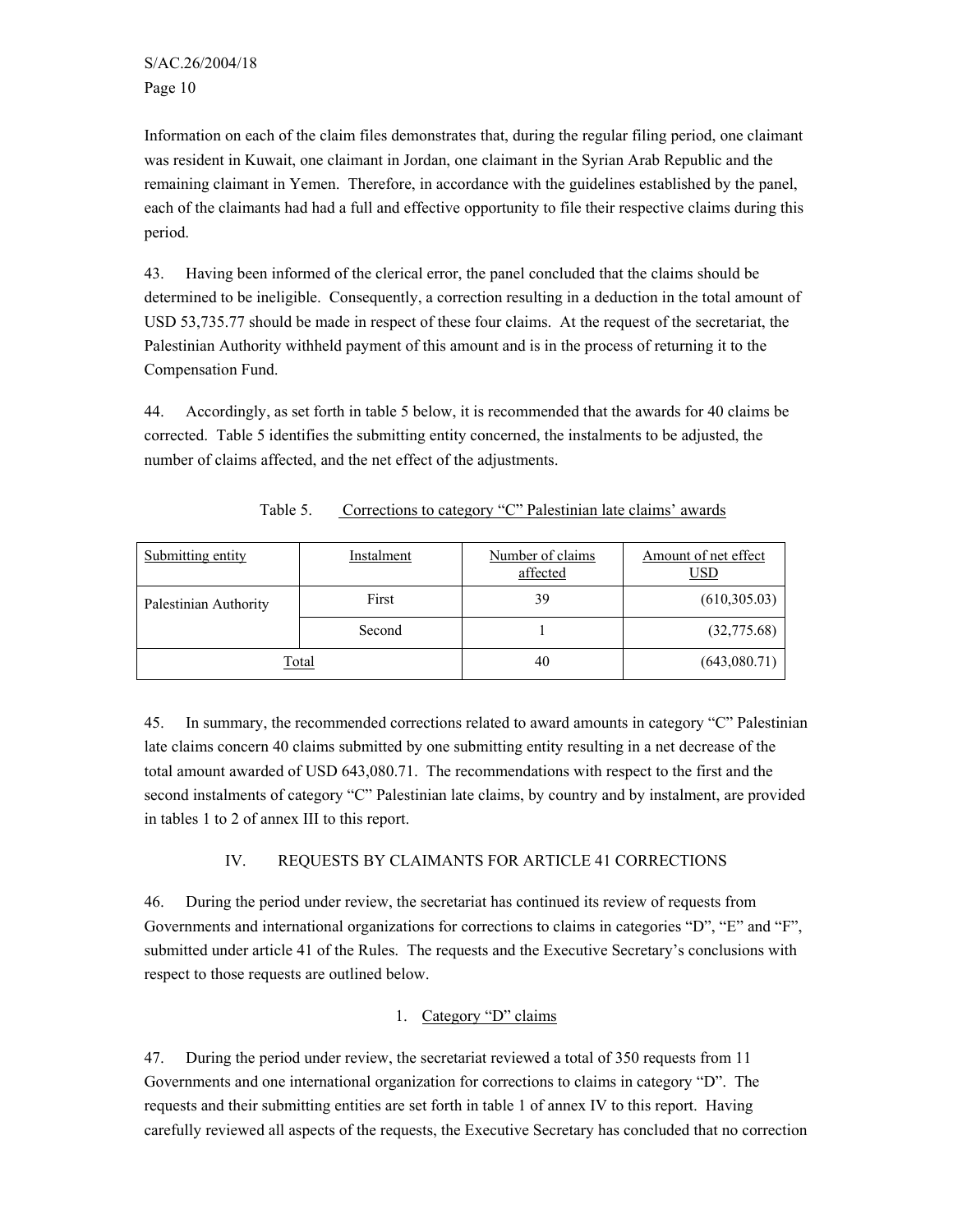Information on each of the claim files demonstrates that, during the regular filing period, one claimant was resident in Kuwait, one claimant in Jordan, one claimant in the Syrian Arab Republic and the remaining claimant in Yemen. Therefore, in accordance with the guidelines established by the panel, each of the claimants had had a full and effective opportunity to file their respective claims during this period.

43. Having been informed of the clerical error, the panel concluded that the claims should be determined to be ineligible. Consequently, a correction resulting in a deduction in the total amount of USD 53,735.77 should be made in respect of these four claims. At the request of the secretariat, the Palestinian Authority withheld payment of this amount and is in the process of returning it to the Compensation Fund.

44. Accordingly, as set forth in table 5 below, it is recommended that the awards for 40 claims be corrected. Table 5 identifies the submitting entity concerned, the instalments to be adjusted, the number of claims affected, and the net effect of the adjustments.

Table 5. Corrections to category "C" Palestinian late claims' awards

| Submitting entity | Instalment | Number of claims affected | Amount of net effect USD |
|---|---|---|---|
| Palestinian Authority | First | 39 | (610,305.03) |
| | Second | 1 | (32,775.68) |
| Total | | 40 | (643,080.71) |

45. In summary, the recommended corrections related to award amounts in category "C" Palestinian late claims concern 40 claims submitted by one submitting entity resulting in a net decrease of the total amount awarded of USD 643,080.71. The recommendations with respect to the first and the second instalments of category "C" Palestinian late claims, by country and by instalment, are provided in tables 1 to 2 of annex III to this report.

## IV. REQUESTS BY CLAIMANTS FOR ARTICLE 41 CORRECTIONS

46. During the period under review, the secretariat has continued its review of requests from Governments and international organizations for corrections to claims in categories "D", "E" and "F", submitted under article 41 of the Rules. The requests and the Executive Secretary's conclusions with respect to those requests are outlined below.

### 1. Category "D" claims

47. During the period under review, the secretariat reviewed a total of 350 requests from 11 Governments and one international organization for corrections to claims in category "D". The requests and their submitting entities are set forth in table 1 of annex IV to this report. Having carefully reviewed all aspects of the requests, the Executive Secretary has concluded that no correction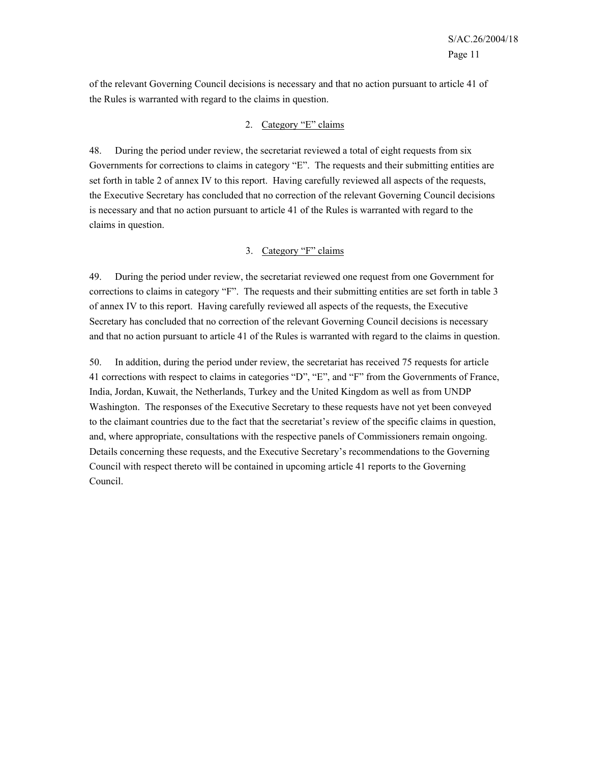of the relevant Governing Council decisions is necessary and that no action pursuant to article 41 of the Rules is warranted with regard to the claims in question.

### 2. Category "E" claims

48. During the period under review, the secretariat reviewed a total of eight requests from six Governments for corrections to claims in category "E". The requests and their submitting entities are set forth in table 2 of annex IV to this report. Having carefully reviewed all aspects of the requests, the Executive Secretary has concluded that no correction of the relevant Governing Council decisions is necessary and that no action pursuant to article 41 of the Rules is warranted with regard to the claims in question.

### 3. Category "F" claims

49. During the period under review, the secretariat reviewed one request from one Government for corrections to claims in category "F". The requests and their submitting entities are set forth in table 3 of annex IV to this report. Having carefully reviewed all aspects of the requests, the Executive Secretary has concluded that no correction of the relevant Governing Council decisions is necessary and that no action pursuant to article 41 of the Rules is warranted with regard to the claims in question.

50. In addition, during the period under review, the secretariat has received 75 requests for article 41 corrections with respect to claims in categories "D", "E", and "F" from the Governments of France, India, Jordan, Kuwait, the Netherlands, Turkey and the United Kingdom as well as from UNDP Washington. The responses of the Executive Secretary to these requests have not yet been conveyed to the claimant countries due to the fact that the secretariat's review of the specific claims in question, and, where appropriate, consultations with the respective panels of Commissioners remain ongoing. Details concerning these requests, and the Executive Secretary's recommendations to the Governing Council with respect thereto will be contained in upcoming article 41 reports to the Governing Council.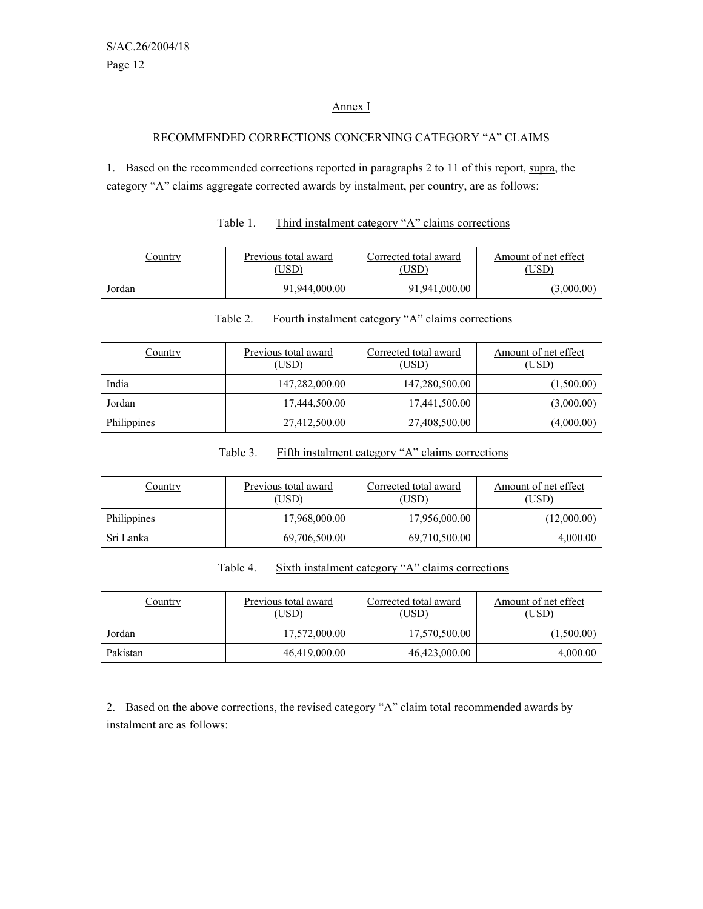## Annex I

### RECOMMENDED CORRECTIONS CONCERNING CATEGORY "A" CLAIMS

1. Based on the recommended corrections reported in paragraphs 2 to 11 of this report, supra, the category "A" claims aggregate corrected awards by instalment, per country, are as follows:

Table 1. Third instalment category "A" claims corrections

| Country | Previous total award (USD) | Corrected total award (USD) | Amount of net effect (USD) |
|---|---:|---:|---:|
| Jordan | 91,944,000.00 | 91,941,000.00 | (3,000.00) |

Table 2. Fourth instalment category "A" claims corrections

| Country | Previous total award (USD) | Corrected total award (USD) | Amount of net effect (USD) |
|---|---:|---:|---:|
| India | 147,282,000.00 | 147,280,500.00 | (1,500.00) |
| Jordan | 17,444,500.00 | 17,441,500.00 | (3,000.00) |
| Philippines | 27,412,500.00 | 27,408,500.00 | (4,000.00) |

Table 3. Fifth instalment category "A" claims corrections

| Country | Previous total award (USD) | Corrected total award (USD) | Amount of net effect (USD) |
|---|---:|---:|---:|
| Philippines | 17,968,000.00 | 17,956,000.00 | (12,000.00) |
| Sri Lanka | 69,706,500.00 | 69,710,500.00 | 4,000.00 |

Table 4. Sixth instalment category "A" claims corrections

| Country | Previous total award (USD) | Corrected total award (USD) | Amount of net effect (USD) |
|---|---:|---:|---:|
| Jordan | 17,572,000.00 | 17,570,500.00 | (1,500.00) |
| Pakistan | 46,419,000.00 | 46,423,000.00 | 4,000.00 |

2. Based on the above corrections, the revised category "A" claim total recommended awards by instalment are as follows: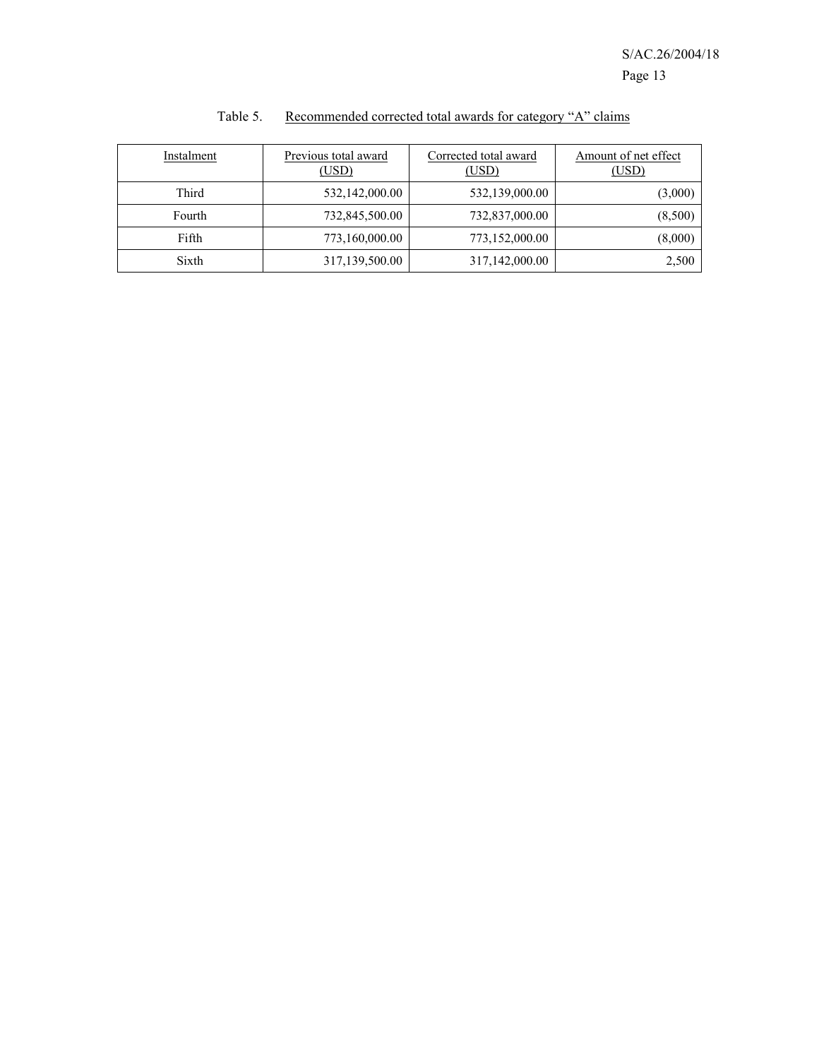Table 5. Recommended corrected total awards for category "A" claims

| Instalment | Previous total award (USD) | Corrected total award (USD) | Amount of net effect (USD) |
| --- | --- | --- | --- |
| Third | 532,142,000.00 | 532,139,000.00 | (3,000) |
| Fourth | 732,845,500.00 | 732,837,000.00 | (8,500) |
| Fifth | 773,160,000.00 | 773,152,000.00 | (8,000) |
| Sixth | 317,139,500.00 | 317,142,000.00 | 2,500 |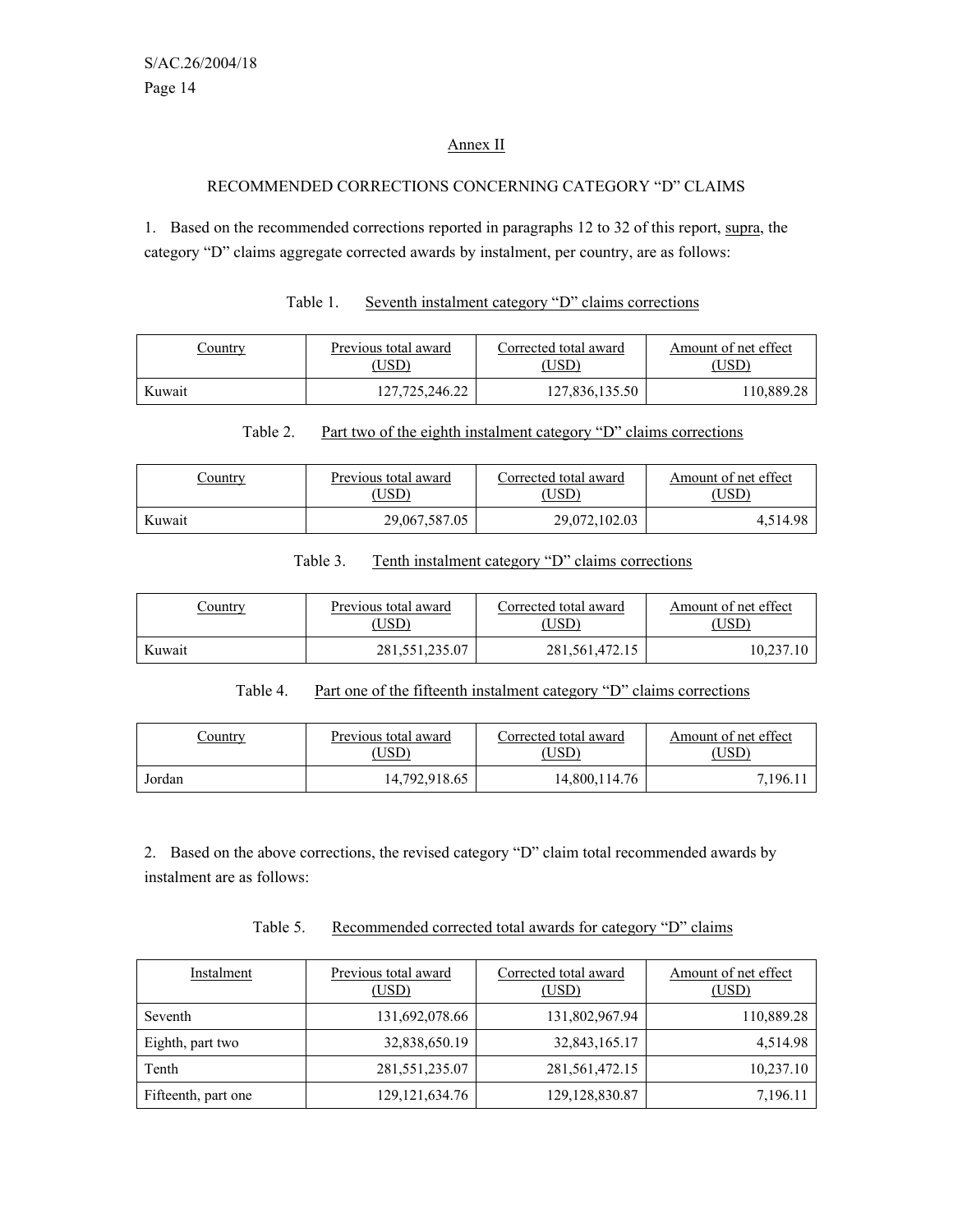## Annex II

### RECOMMENDED CORRECTIONS CONCERNING CATEGORY "D" CLAIMS

1. Based on the recommended corrections reported in paragraphs 12 to 32 of this report, supra, the category "D" claims aggregate corrected awards by instalment, per country, are as follows:

Table 1. Seventh instalment category "D" claims corrections

| Country | Previous total award (USD) | Corrected total award (USD) | Amount of net effect (USD) |
|---|---|---|---|
| Kuwait | 127,725,246.22 | 127,836,135.50 | 110,889.28 |

Table 2. Part two of the eighth instalment category "D" claims corrections

| Country | Previous total award (USD) | Corrected total award (USD) | Amount of net effect (USD) |
|---|---|---|---|
| Kuwait | 29,067,587.05 | 29,072,102.03 | 4,514.98 |

Table 3. Tenth instalment category "D" claims corrections

| Country | Previous total award (USD) | Corrected total award (USD) | Amount of net effect (USD) |
|---|---|---|---|
| Kuwait | 281,551,235.07 | 281,561,472.15 | 10,237.10 |

Table 4. Part one of the fifteenth instalment category "D" claims corrections

| Country | Previous total award (USD) | Corrected total award (USD) | Amount of net effect (USD) |
|---|---|---|---|
| Jordan | 14,792,918.65 | 14,800,114.76 | 7,196.11 |

2. Based on the above corrections, the revised category "D" claim total recommended awards by instalment are as follows:

Table 5. Recommended corrected total awards for category "D" claims

| Instalment | Previous total award (USD) | Corrected total award (USD) | Amount of net effect (USD) |
|---|---|---|---|
| Seventh | 131,692,078.66 | 131,802,967.94 | 110,889.28 |
| Eighth, part two | 32,838,650.19 | 32,843,165.17 | 4,514.98 |
| Tenth | 281,551,235.07 | 281,561,472.15 | 10,237.10 |
| Fifteenth, part one | 129,121,634.76 | 129,128,830.87 | 7,196.11 |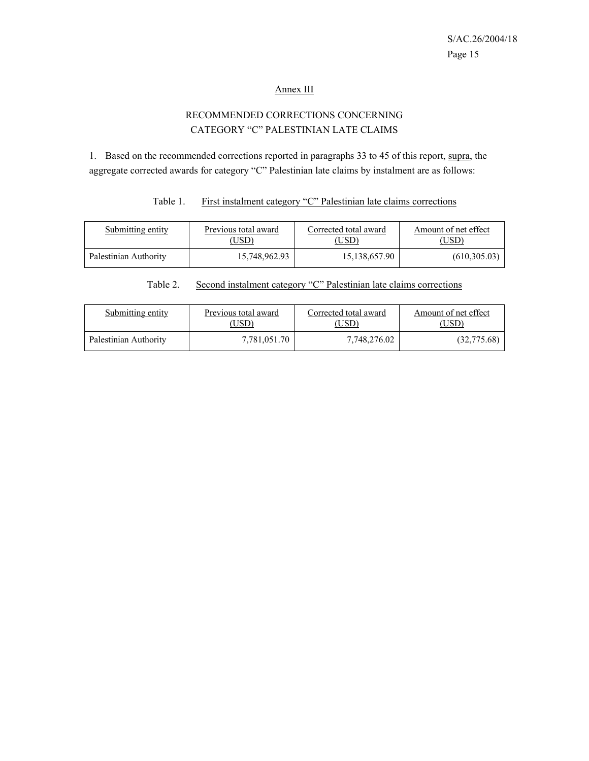## Annex III

### RECOMMENDED CORRECTIONS CONCERNING CATEGORY "C" PALESTINIAN LATE CLAIMS

1. Based on the recommended corrections reported in paragraphs 33 to 45 of this report, supra, the aggregate corrected awards for category "C" Palestinian late claims by instalment are as follows:

Table 1. First instalment category "C" Palestinian late claims corrections

| Submitting entity | Previous total award (USD) | Corrected total award (USD) | Amount of net effect (USD) |
|---|---|---|---|
| Palestinian Authority | 15,748,962.93 | 15,138,657.90 | (610,305.03) |

Table 2. Second instalment category "C" Palestinian late claims corrections

| Submitting entity | Previous total award (USD) | Corrected total award (USD) | Amount of net effect (USD) |
|---|---|---|---|
| Palestinian Authority | 7,781,051.70 | 7,748,276.02 | (32,775.68) |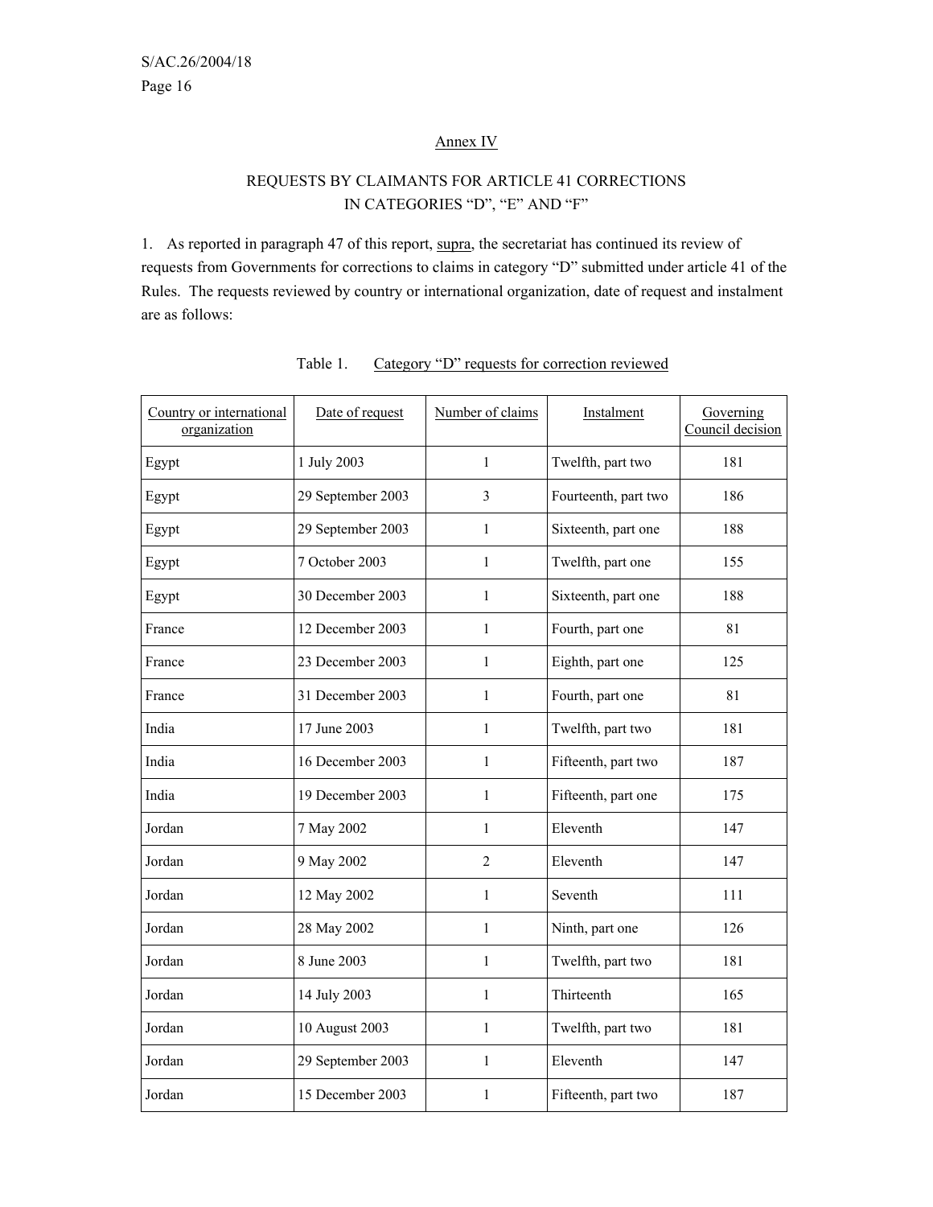## Annex IV

### REQUESTS BY CLAIMANTS FOR ARTICLE 41 CORRECTIONS IN CATEGORIES "D", "E" AND "F"

1. As reported in paragraph 47 of this report, supra, the secretariat has continued its review of requests from Governments for corrections to claims in category "D" submitted under article 41 of the Rules. The requests reviewed by country or international organization, date of request and instalment are as follows:

Table 1. Category "D" requests for correction reviewed

| Country or international organization | Date of request | Number of claims | Instalment | Governing Council decision |
|---|---|---|---|---|
| Egypt | 1 July 2003 | 1 | Twelfth, part two | 181 |
| Egypt | 29 September 2003 | 3 | Fourteenth, part two | 186 |
| Egypt | 29 September 2003 | 1 | Sixteenth, part one | 188 |
| Egypt | 7 October 2003 | 1 | Twelfth, part one | 155 |
| Egypt | 30 December 2003 | 1 | Sixteenth, part one | 188 |
| France | 12 December 2003 | 1 | Fourth, part one | 81 |
| France | 23 December 2003 | 1 | Eighth, part one | 125 |
| France | 31 December 2003 | 1 | Fourth, part one | 81 |
| India | 17 June 2003 | 1 | Twelfth, part two | 181 |
| India | 16 December 2003 | 1 | Fifteenth, part two | 187 |
| India | 19 December 2003 | 1 | Fifteenth, part one | 175 |
| Jordan | 7 May 2002 | 1 | Eleventh | 147 |
| Jordan | 9 May 2002 | 2 | Eleventh | 147 |
| Jordan | 12 May 2002 | 1 | Seventh | 111 |
| Jordan | 28 May 2002 | 1 | Ninth, part one | 126 |
| Jordan | 8 June 2003 | 1 | Twelfth, part two | 181 |
| Jordan | 14 July 2003 | 1 | Thirteenth | 165 |
| Jordan | 10 August 2003 | 1 | Twelfth, part two | 181 |
| Jordan | 29 September 2003 | 1 | Eleventh | 147 |
| Jordan | 15 December 2003 | 1 | Fifteenth, part two | 187 |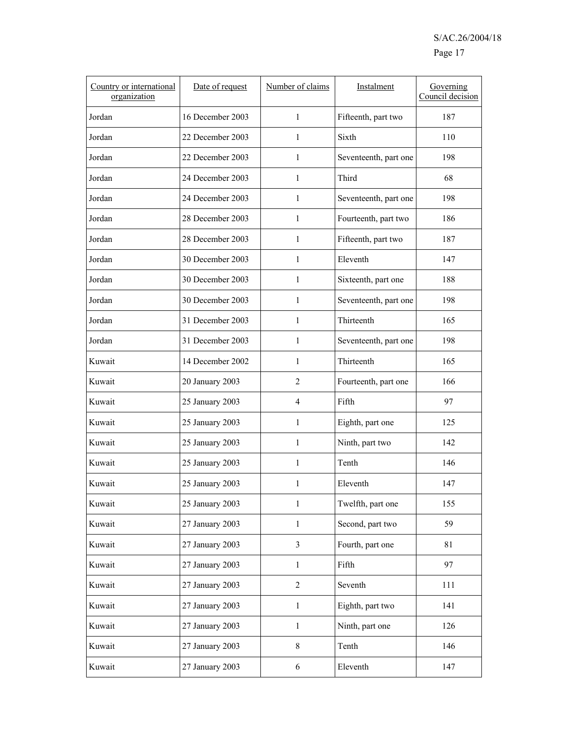| Country or international organization | Date of request | Number of claims | Instalment | Governing Council decision |
|---|---|---|---|---|
| Jordan | 16 December 2003 | 1 | Fifteenth, part two | 187 |
| Jordan | 22 December 2003 | 1 | Sixth | 110 |
| Jordan | 22 December 2003 | 1 | Seventeenth, part one | 198 |
| Jordan | 24 December 2003 | 1 | Third | 68 |
| Jordan | 24 December 2003 | 1 | Seventeenth, part one | 198 |
| Jordan | 28 December 2003 | 1 | Fourteenth, part two | 186 |
| Jordan | 28 December 2003 | 1 | Fifteenth, part two | 187 |
| Jordan | 30 December 2003 | 1 | Eleventh | 147 |
| Jordan | 30 December 2003 | 1 | Sixteenth, part one | 188 |
| Jordan | 30 December 2003 | 1 | Seventeenth, part one | 198 |
| Jordan | 31 December 2003 | 1 | Thirteenth | 165 |
| Jordan | 31 December 2003 | 1 | Seventeenth, part one | 198 |
| Kuwait | 14 December 2002 | 1 | Thirteenth | 165 |
| Kuwait | 20 January 2003 | 2 | Fourteenth, part one | 166 |
| Kuwait | 25 January 2003 | 4 | Fifth | 97 |
| Kuwait | 25 January 2003 | 1 | Eighth, part one | 125 |
| Kuwait | 25 January 2003 | 1 | Ninth, part two | 142 |
| Kuwait | 25 January 2003 | 1 | Tenth | 146 |
| Kuwait | 25 January 2003 | 1 | Eleventh | 147 |
| Kuwait | 25 January 2003 | 1 | Twelfth, part one | 155 |
| Kuwait | 27 January 2003 | 1 | Second, part two | 59 |
| Kuwait | 27 January 2003 | 3 | Fourth, part one | 81 |
| Kuwait | 27 January 2003 | 1 | Fifth | 97 |
| Kuwait | 27 January 2003 | 2 | Seventh | 111 |
| Kuwait | 27 January 2003 | 1 | Eighth, part two | 141 |
| Kuwait | 27 January 2003 | 1 | Ninth, part one | 126 |
| Kuwait | 27 January 2003 | 8 | Tenth | 146 |
| Kuwait | 27 January 2003 | 6 | Eleventh | 147 |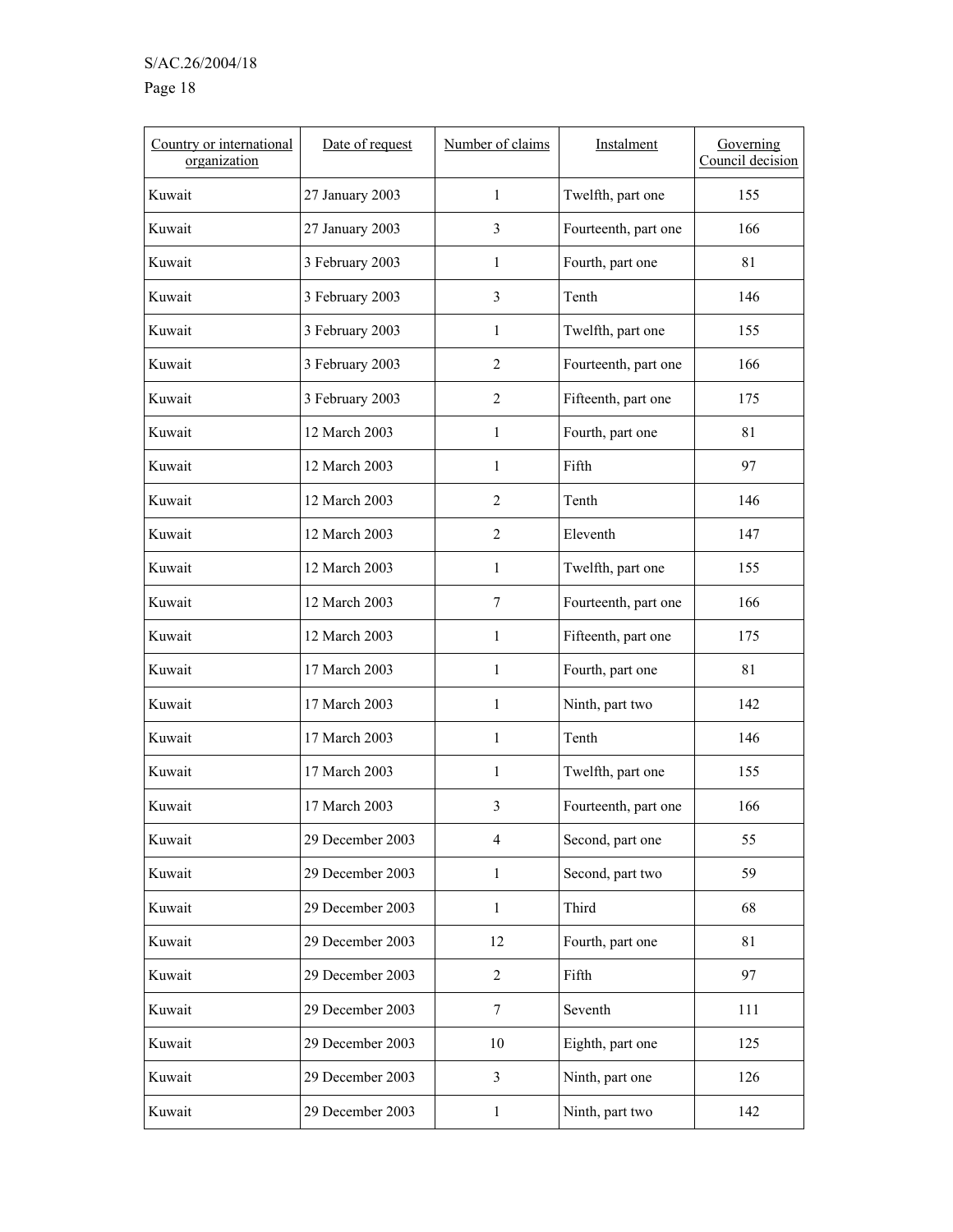| Country or international organization | Date of request | Number of claims | Instalment | Governing Council decision |
|---|---|---|---|---|
| Kuwait | 27 January 2003 | 1 | Twelfth, part one | 155 |
| Kuwait | 27 January 2003 | 3 | Fourteenth, part one | 166 |
| Kuwait | 3 February 2003 | 1 | Fourth, part one | 81 |
| Kuwait | 3 February 2003 | 3 | Tenth | 146 |
| Kuwait | 3 February 2003 | 1 | Twelfth, part one | 155 |
| Kuwait | 3 February 2003 | 2 | Fourteenth, part one | 166 |
| Kuwait | 3 February 2003 | 2 | Fifteenth, part one | 175 |
| Kuwait | 12 March 2003 | 1 | Fourth, part one | 81 |
| Kuwait | 12 March 2003 | 1 | Fifth | 97 |
| Kuwait | 12 March 2003 | 2 | Tenth | 146 |
| Kuwait | 12 March 2003 | 2 | Eleventh | 147 |
| Kuwait | 12 March 2003 | 1 | Twelfth, part one | 155 |
| Kuwait | 12 March 2003 | 7 | Fourteenth, part one | 166 |
| Kuwait | 12 March 2003 | 1 | Fifteenth, part one | 175 |
| Kuwait | 17 March 2003 | 1 | Fourth, part one | 81 |
| Kuwait | 17 March 2003 | 1 | Ninth, part two | 142 |
| Kuwait | 17 March 2003 | 1 | Tenth | 146 |
| Kuwait | 17 March 2003 | 1 | Twelfth, part one | 155 |
| Kuwait | 17 March 2003 | 3 | Fourteenth, part one | 166 |
| Kuwait | 29 December 2003 | 4 | Second, part one | 55 |
| Kuwait | 29 December 2003 | 1 | Second, part two | 59 |
| Kuwait | 29 December 2003 | 1 | Third | 68 |
| Kuwait | 29 December 2003 | 12 | Fourth, part one | 81 |
| Kuwait | 29 December 2003 | 2 | Fifth | 97 |
| Kuwait | 29 December 2003 | 7 | Seventh | 111 |
| Kuwait | 29 December 2003 | 10 | Eighth, part one | 125 |
| Kuwait | 29 December 2003 | 3 | Ninth, part one | 126 |
| Kuwait | 29 December 2003 | 1 | Ninth, part two | 142 |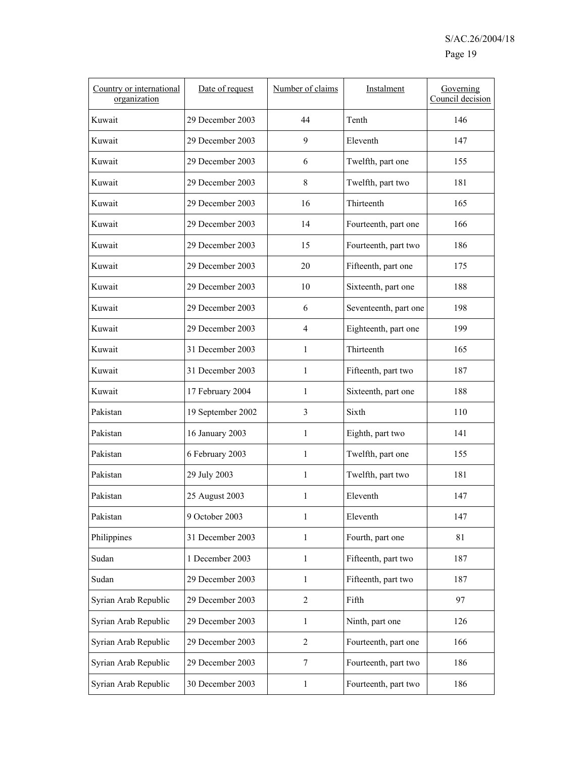| Country or international organization | Date of request | Number of claims | Instalment | Governing Council decision |
|---|---|---|---|---|
| Kuwait | 29 December 2003 | 44 | Tenth | 146 |
| Kuwait | 29 December 2003 | 9 | Eleventh | 147 |
| Kuwait | 29 December 2003 | 6 | Twelfth, part one | 155 |
| Kuwait | 29 December 2003 | 8 | Twelfth, part two | 181 |
| Kuwait | 29 December 2003 | 16 | Thirteenth | 165 |
| Kuwait | 29 December 2003 | 14 | Fourteenth, part one | 166 |
| Kuwait | 29 December 2003 | 15 | Fourteenth, part two | 186 |
| Kuwait | 29 December 2003 | 20 | Fifteenth, part one | 175 |
| Kuwait | 29 December 2003 | 10 | Sixteenth, part one | 188 |
| Kuwait | 29 December 2003 | 6 | Seventeenth, part one | 198 |
| Kuwait | 29 December 2003 | 4 | Eighteenth, part one | 199 |
| Kuwait | 31 December 2003 | 1 | Thirteenth | 165 |
| Kuwait | 31 December 2003 | 1 | Fifteenth, part two | 187 |
| Kuwait | 17 February 2004 | 1 | Sixteenth, part one | 188 |
| Pakistan | 19 September 2002 | 3 | Sixth | 110 |
| Pakistan | 16 January 2003 | 1 | Eighth, part two | 141 |
| Pakistan | 6 February 2003 | 1 | Twelfth, part one | 155 |
| Pakistan | 29 July 2003 | 1 | Twelfth, part two | 181 |
| Pakistan | 25 August 2003 | 1 | Eleventh | 147 |
| Pakistan | 9 October 2003 | 1 | Eleventh | 147 |
| Philippines | 31 December 2003 | 1 | Fourth, part one | 81 |
| Sudan | 1 December 2003 | 1 | Fifteenth, part two | 187 |
| Sudan | 29 December 2003 | 1 | Fifteenth, part two | 187 |
| Syrian Arab Republic | 29 December 2003 | 2 | Fifth | 97 |
| Syrian Arab Republic | 29 December 2003 | 1 | Ninth, part one | 126 |
| Syrian Arab Republic | 29 December 2003 | 2 | Fourteenth, part one | 166 |
| Syrian Arab Republic | 29 December 2003 | 7 | Fourteenth, part two | 186 |
| Syrian Arab Republic | 30 December 2003 | 1 | Fourteenth, part two | 186 |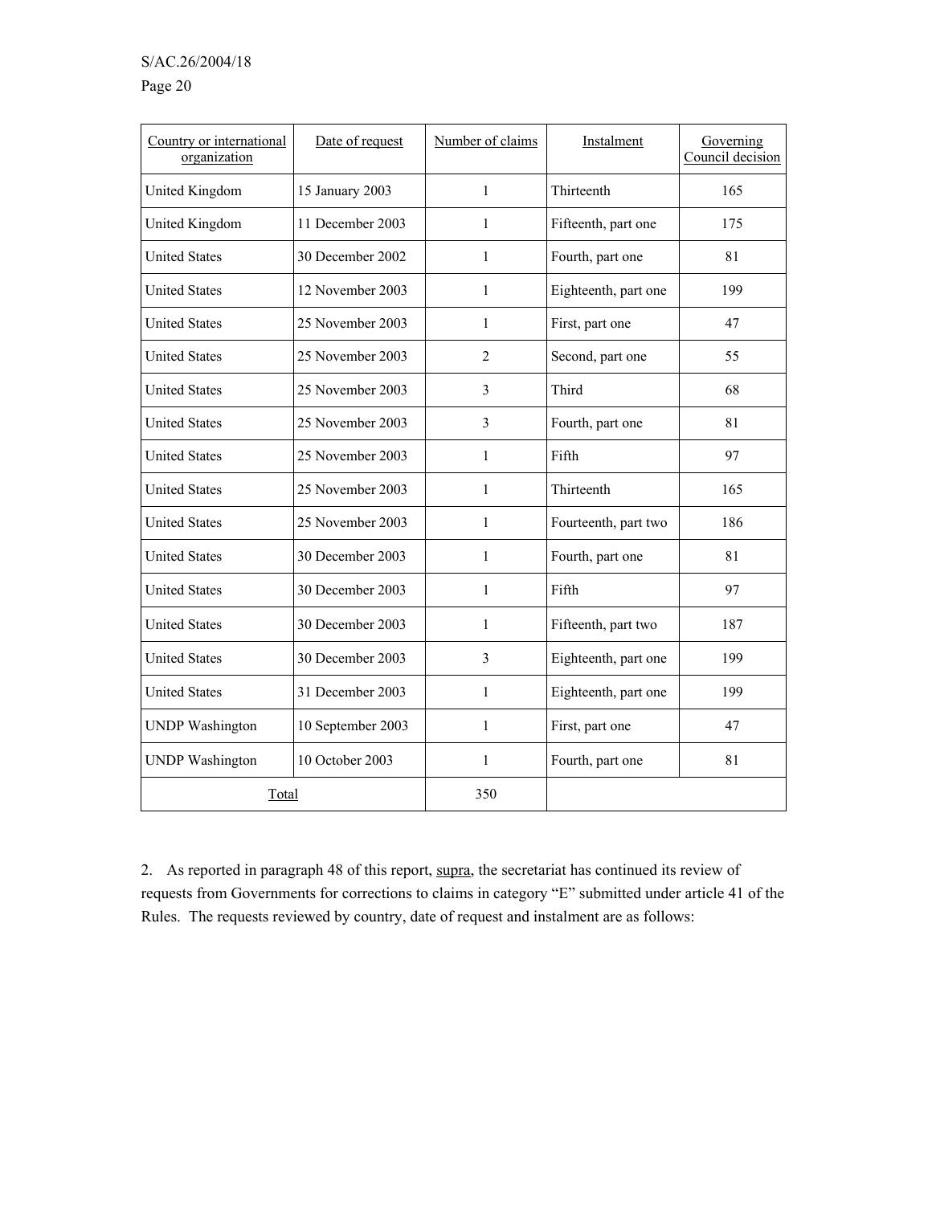| Country or international organization | Date of request | Number of claims | Instalment | Governing Council decision |
|---|---|---|---|---|
| United Kingdom | 15 January 2003 | 1 | Thirteenth | 165 |
| United Kingdom | 11 December 2003 | 1 | Fifteenth, part one | 175 |
| United States | 30 December 2002 | 1 | Fourth, part one | 81 |
| United States | 12 November 2003 | 1 | Eighteenth, part one | 199 |
| United States | 25 November 2003 | 1 | First, part one | 47 |
| United States | 25 November 2003 | 2 | Second, part one | 55 |
| United States | 25 November 2003 | 3 | Third | 68 |
| United States | 25 November 2003 | 3 | Fourth, part one | 81 |
| United States | 25 November 2003 | 1 | Fifth | 97 |
| United States | 25 November 2003 | 1 | Thirteenth | 165 |
| United States | 25 November 2003 | 1 | Fourteenth, part two | 186 |
| United States | 30 December 2003 | 1 | Fourth, part one | 81 |
| United States | 30 December 2003 | 1 | Fifth | 97 |
| United States | 30 December 2003 | 1 | Fifteenth, part two | 187 |
| United States | 30 December 2003 | 3 | Eighteenth, part one | 199 |
| United States | 31 December 2003 | 1 | Eighteenth, part one | 199 |
| UNDP Washington | 10 September 2003 | 1 | First, part one | 47 |
| UNDP Washington | 10 October 2003 | 1 | Fourth, part one | 81 |
| Total | | 350 | | |

2. As reported in paragraph 48 of this report, supra, the secretariat has continued its review of requests from Governments for corrections to claims in category "E" submitted under article 41 of the Rules. The requests reviewed by country, date of request and instalment are as follows: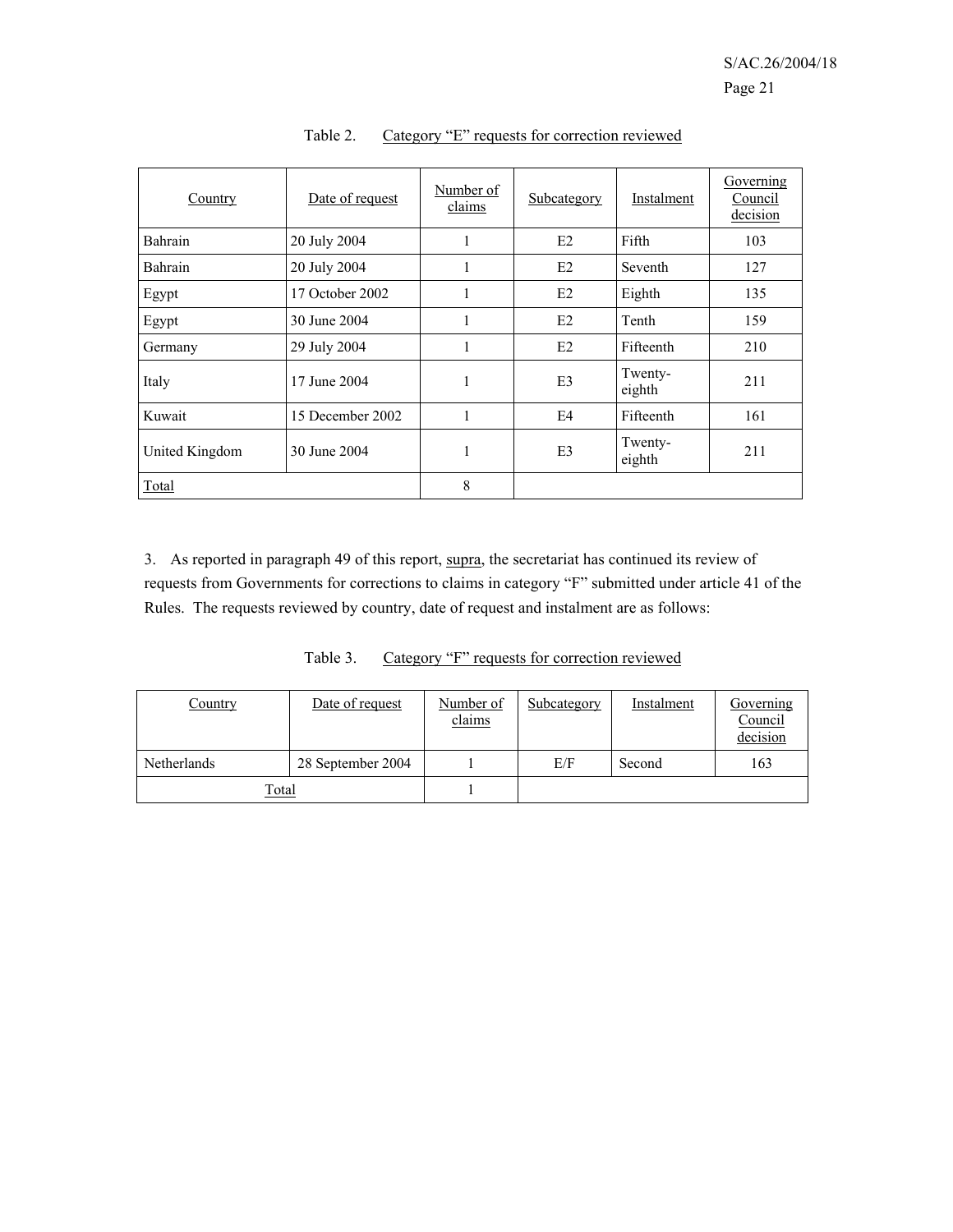Table 2. Category "E" requests for correction reviewed

| Country | Date of request | Number of claims | Subcategory | Instalment | Governing Council decision |
|---|---|---|---|---|---|
| Bahrain | 20 July 2004 | 1 | E2 | Fifth | 103 |
| Bahrain | 20 July 2004 | 1 | E2 | Seventh | 127 |
| Egypt | 17 October 2002 | 1 | E2 | Eighth | 135 |
| Egypt | 30 June 2004 | 1 | E2 | Tenth | 159 |
| Germany | 29 July 2004 | 1 | E2 | Fifteenth | 210 |
| Italy | 17 June 2004 | 1 | E3 | Twenty-eighth | 211 |
| Kuwait | 15 December 2002 | 1 | E4 | Fifteenth | 161 |
| United Kingdom | 30 June 2004 | 1 | E3 | Twenty-eighth | 211 |
| Total | | 8 | | | |

3. As reported in paragraph 49 of this report, supra, the secretariat has continued its review of requests from Governments for corrections to claims in category "F" submitted under article 41 of the Rules. The requests reviewed by country, date of request and instalment are as follows:

Table 3. Category "F" requests for correction reviewed

| Country | Date of request | Number of claims | Subcategory | Instalment | Governing Council decision |
|---|---|---|---|---|---|
| Netherlands | 28 September 2004 | 1 | E/F | Second | 163 |
| Total | | 1 | | | |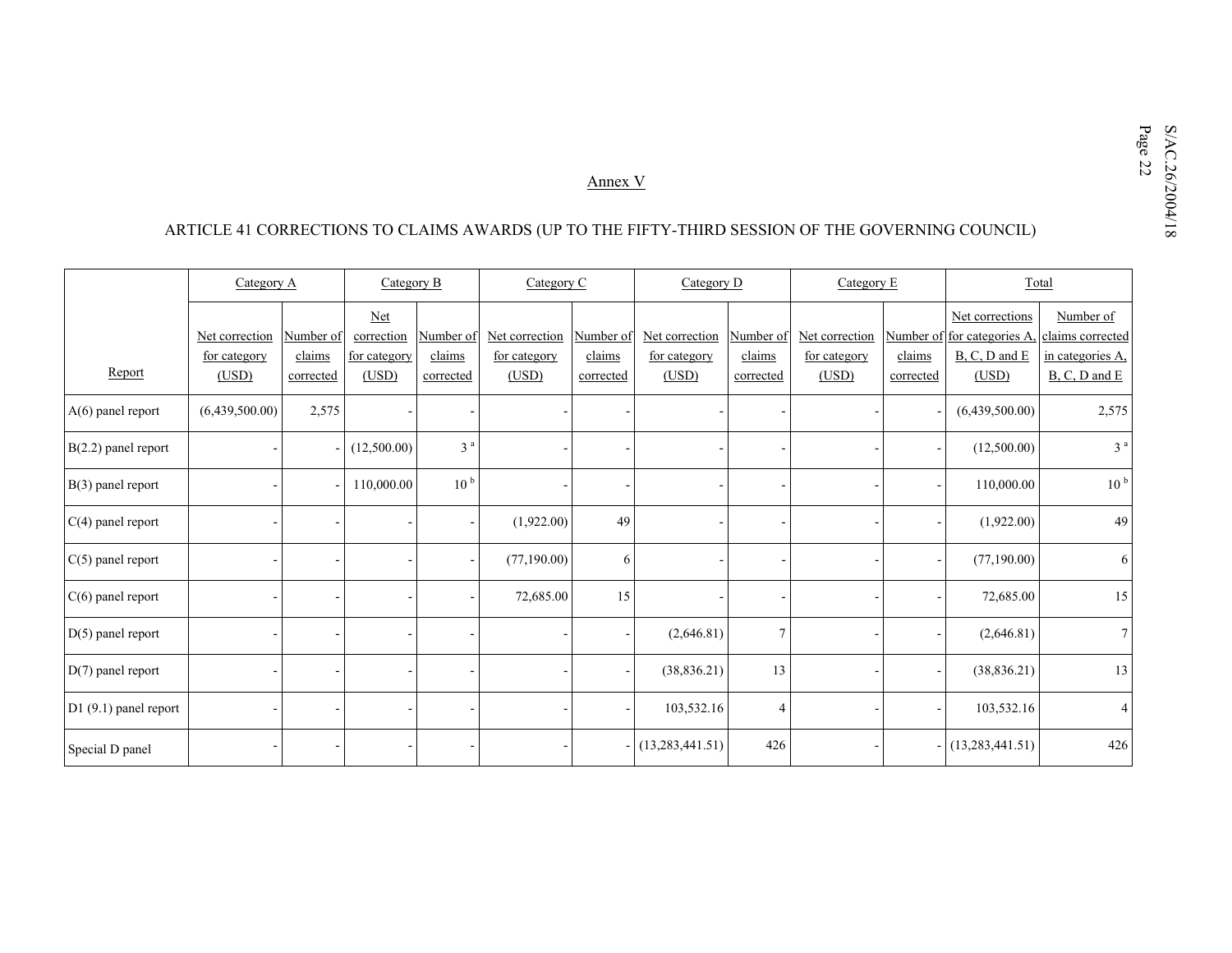Annex V

ARTICLE 41 CORRECTIONS TO CLAIMS AWARDS (UP TO THE FIFTY-THIRD SESSION OF THE GOVERNING COUNCIL)

| Report | Category A | | Category B | | Category C | | Category D | | Category E | | Total | |
|---|---|---|---|---|---|---|---|---|---|---|---|---|
| | Net correction for category (USD) | Number of claims corrected | Net correction for category (USD) | Number of claims corrected | Net correction for category (USD) | Number of claims corrected | Net correction for category (USD) | Number of claims corrected | Net correction for category (USD) | Number of claims corrected | Net corrections for categories A, B, C, D and E (USD) | Number of claims corrected in categories A, B, C, D and E |
| A(6) panel report | (6,439,500.00) | 2,575 | - | - | - | - | - | - | - | - | (6,439,500.00) | 2,575 |
| B(2.2) panel report | - | - | (12,500.00) | 3 [a] | - | - | - | - | - | - | (12,500.00) | 3 [a] |
| B(3) panel report | - | - | 110,000.00 | 10 [b] | - | - | - | - | - | - | 110,000.00 | 10 [b] |
| C(4) panel report | - | - | - | - | (1,922.00) | 49 | - | - | - | - | (1,922.00) | 49 |
| C(5) panel report | - | - | - | - | (77,190.00) | 6 | - | - | - | - | (77,190.00) | 6 |
| C(6) panel report | - | - | - | - | 72,685.00 | 15 | - | - | - | - | 72,685.00 | 15 |
| D(5) panel report | - | - | - | - | - | - | (2,646.81) | 7 | - | - | (2,646.81) | 7 |
| D(7) panel report | - | - | - | - | - | - | (38,836.21) | 13 | - | - | (38,836.21) | 13 |
| D1 (9.1) panel report | - | - | - | - | - | - | 103,532.16 | 4 | - | - | 103,532.16 | 4 |
| Special D panel | - | - | - | - | - | - | (13,283,441.51) | 426 | - | - | (13,283,441.51) | 426 |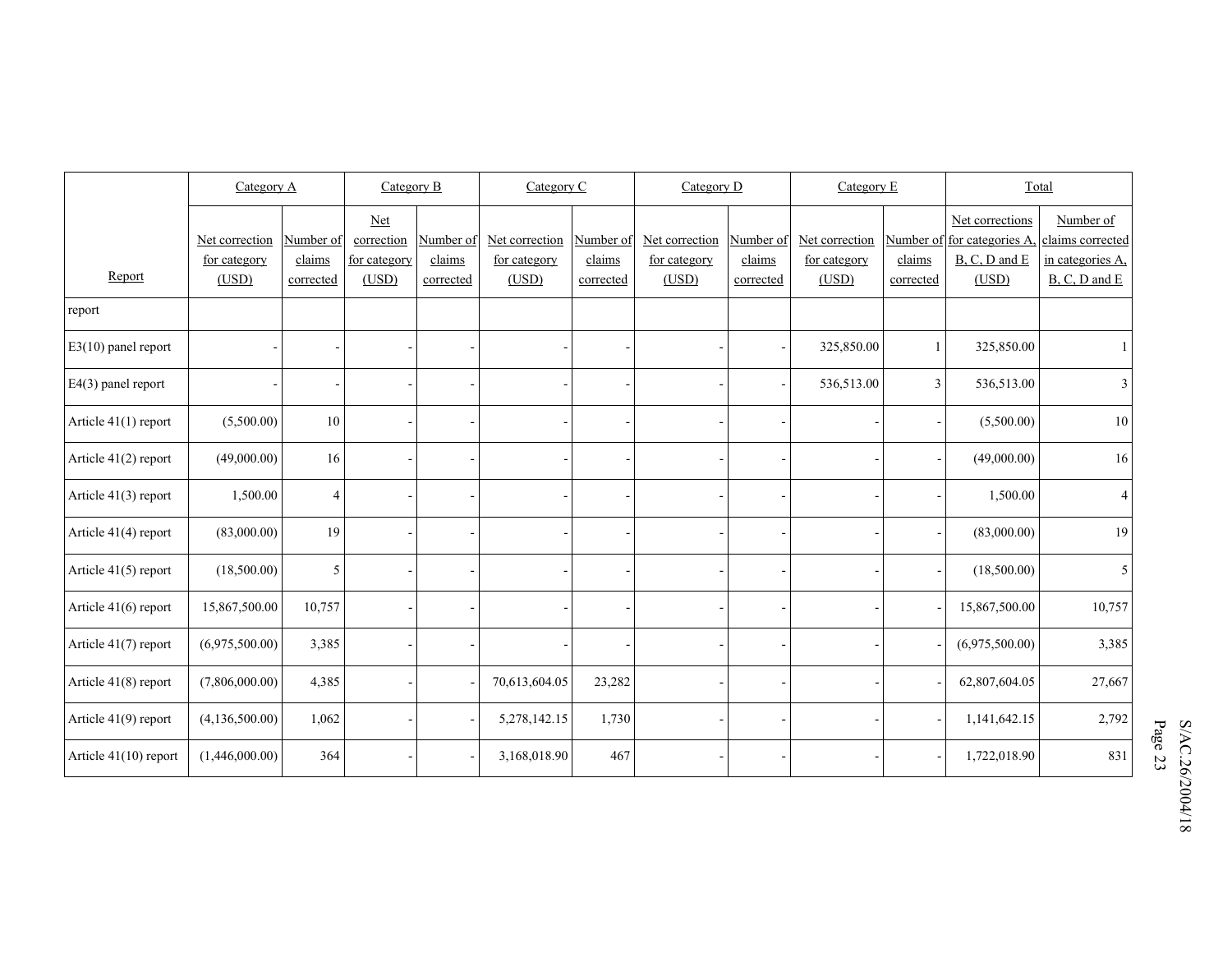| Report | Category A | | Category B | | Category C | | Category D | | Category E | | Total | |
|---|---|---|---|---|---|---|---|---|---|---|---|---|
| | Net correction for category (USD) | Number of claims corrected | Net correction for category (USD) | Number of claims corrected | Net correction for category (USD) | Number of claims corrected | Net correction for category (USD) | Number of claims corrected | Net correction for category (USD) | Number of claims corrected | Net corrections for categories A, B, C, D and E (USD) | Number of claims corrected in categories A, B, C, D and E |
| report | | | | | | | | | | | | |
| E3(10) panel report | - | - | - | - | - | - | - | - | 325,850.00 | 1 | 325,850.00 | 1 |
| E4(3) panel report | - | - | - | - | - | - | - | - | 536,513.00 | 3 | 536,513.00 | 3 |
| Article 41(1) report | (5,500.00) | 10 | - | - | - | - | - | - | - | - | (5,500.00) | 10 |
| Article 41(2) report | (49,000.00) | 16 | - | - | - | - | - | - | - | - | (49,000.00) | 16 |
| Article 41(3) report | 1,500.00 | 4 | - | - | - | - | - | - | - | - | 1,500.00 | 4 |
| Article 41(4) report | (83,000.00) | 19 | - | - | - | - | - | - | - | - | (83,000.00) | 19 |
| Article 41(5) report | (18,500.00) | 5 | - | - | - | - | - | - | - | - | (18,500.00) | 5 |
| Article 41(6) report | 15,867,500.00 | 10,757 | - | - | - | - | - | - | - | - | 15,867,500.00 | 10,757 |
| Article 41(7) report | (6,975,500.00) | 3,385 | - | - | - | - | - | - | - | - | (6,975,500.00) | 3,385 |
| Article 41(8) report | (7,806,000.00) | 4,385 | - | - | 70,613,604.05 | 23,282 | - | - | - | - | 62,807,604.05 | 27,667 |
| Article 41(9) report | (4,136,500.00) | 1,062 | - | - | 5,278,142.15 | 1,730 | - | - | - | - | 1,141,642.15 | 2,792 |
| Article 41(10) report | (1,446,000.00) | 364 | - | - | 3,168,018.90 | 467 | - | - | - | - | 1,722,018.90 | 831 |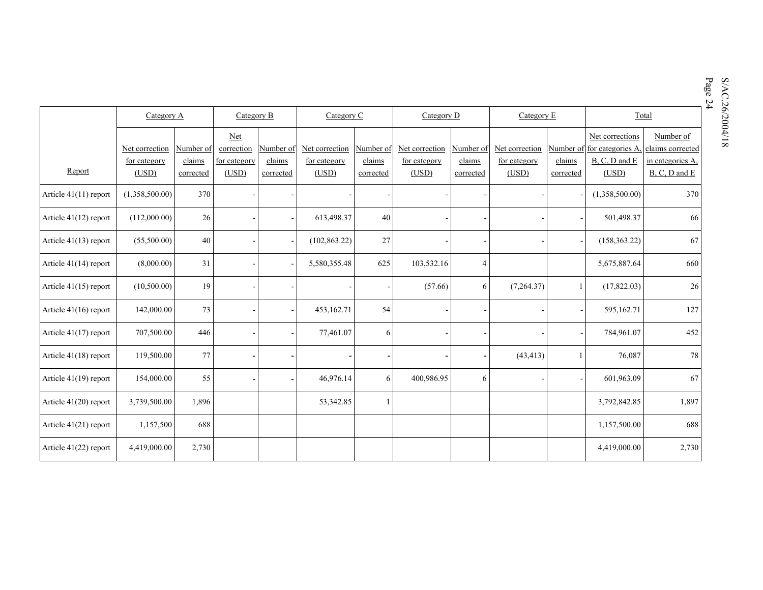| Report | Category A | | Category B | | Category C | | Category D | | Category E | | Total | |
|---|---|---|---|---|---|---|---|---|---|---|---|---|
| | Net correction for category (USD) | Number of claims corrected | Net correction for category (USD) | Number of claims corrected | Net correction for category (USD) | Number of claims corrected | Net correction for category (USD) | Number of claims corrected | Net correction for category (USD) | Number of claims corrected | Net corrections for categories A, B, C, D and E (USD) | Number of claims corrected in categories A, B, C, D and E |
| Article 41(11) report | (1,358,500.00) | 370 | - | - | - | - | - | - | - | - | (1,358,500.00) | 370 |
| Article 41(12) report | (112,000.00) | 26 | - | - | 613,498.37 | 40 | - | - | - | - | 501,498.37 | 66 |
| Article 41(13) report | (55,500.00) | 40 | - | - | (102,863.22) | 27 | - | - | - | - | (158,363.22) | 67 |
| Article 41(14) report | (8,000.00) | 31 | - | - | 5,580,355.48 | 625 | 103,532.16 | 4 | | | 5,675,887.64 | 660 |
| Article 41(15) report | (10,500.00) | 19 | - | - | - | - | (57.66) | 6 | (7,264.37) | 1 | (17,822.03) | 26 |
| Article 41(16) report | 142,000.00 | 73 | - | - | 453,162.71 | 54 | - | - | - | - | 595,162.71 | 127 |
| Article 41(17) report | 707,500.00 | 446 | - | - | 77,461.07 | 6 | - | - | - | - | 784,961.07 | 452 |
| Article 41(18) report | 119,500.00 | 77 | - | - | - | - | - | - | (43,413) | 1 | 76,087 | 78 |
| Article 41(19) report | 154,000.00 | 55 | - | - | 46,976.14 | 6 | 400,986.95 | 6 | - | - | 601,963.09 | 67 |
| Article 41(20) report | 3,739,500.00 | 1,896 | | | 53,342.85 | 1 | | | | | 3,792,842.85 | 1,897 |
| Article 41(21) report | 1,157,500 | 688 | | | | | | | | | 1,157,500.00 | 688 |
| Article 41(22) report | 4,419,000.00 | 2,730 | | | | | | | | | 4,419,000.00 | 2,730 |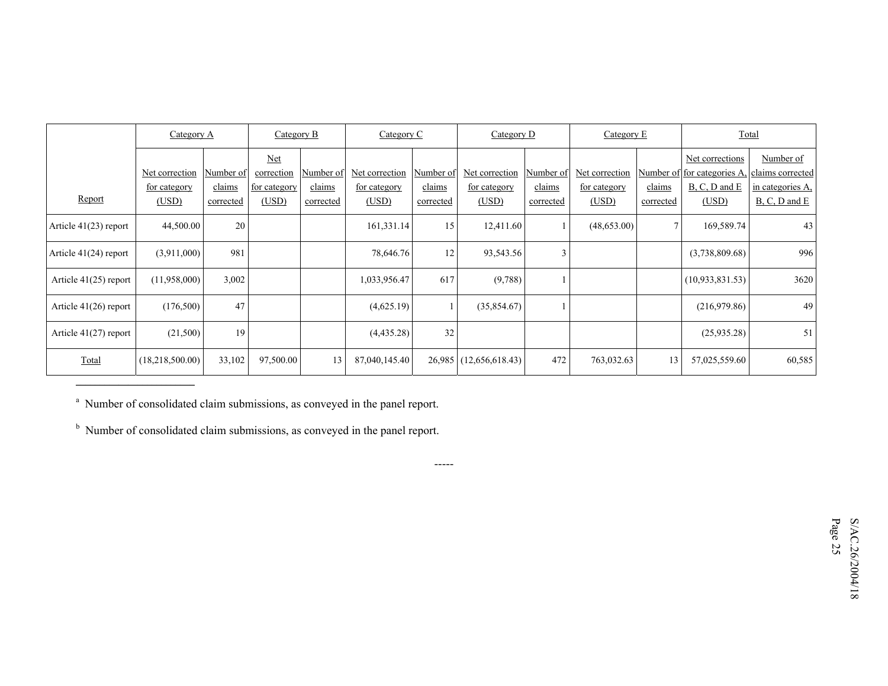| Report | Category A | | Category B | | Category C | | Category D | | Category E | | Total | |
|---|---|---|---|---|---|---|---|---|---|---|---|---|
| | Net correction for category (USD) | Number of claims corrected | Net correction for category (USD) | Number of claims corrected | Net correction for category (USD) | Number of claims corrected | Net correction for category (USD) | Number of claims corrected | Net correction for category (USD) | Number of claims corrected | Net corrections for categories A, B, C, D and E (USD) | Number of claims corrected in categories A, B, C, D and E |
| Article 41(23) report | 44,500.00 | 20 | | | 161,331.14 | 15 | 12,411.60 | 1 | (48,653.00) | 7 | 169,589.74 | 43 |
| Article 41(24) report | (3,911,000) | 981 | | | 78,646.76 | 12 | 93,543.56 | 3 | | | (3,738,809.68) | 996 |
| Article 41(25) report | (11,958,000) | 3,002 | | | 1,033,956.47 | 617 | (9,788) | 1 | | | (10,933,831.53) | 3620 |
| Article 41(26) report | (176,500) | 47 | | | (4,625.19) | 1 | (35,854.67) | 1 | | | (216,979.86) | 49 |
| Article 41(27) report | (21,500) | 19 | | | (4,435.28) | 32 | | | | | (25,935.28) | 51 |
| Total | (18,218,500.00) | 33,102 | 97,500.00 | 13 | 87,040,145.40 | 26,985 | (12,656,618.43) | 472 | 763,032.63 | 13 | 57,025,559.60 | 60,585 |

---

[a] Number of consolidated claim submissions, as conveyed in the panel report.

[b] Number of consolidated claim submissions, as conveyed in the panel report.

-----